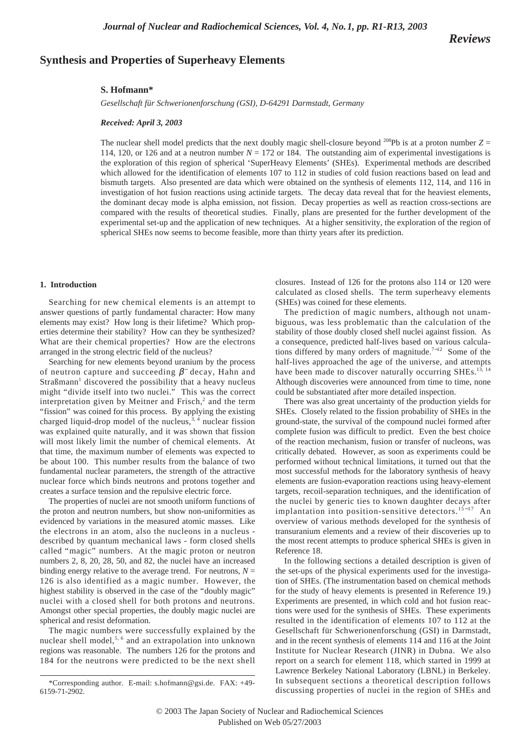*Reviews*

# Synthesis and Properties of Superheavy Elements

**S. Hofmann***

*Gesellschaft für Schwerionenforschung (GSI), D-64291 Darmstadt, Germany*

***Received: April 3, 2003***

The nuclear shell model predicts that the next doubly magic shell-closure beyond $^{208}$Pb is at a proton number $Z$ = 114, 120, or 126 and at a neutron number $N$ = 172 or 184. The outstanding aim of experimental investigations is the exploration of this region of spherical 'SuperHeavy Elements' (SHEs). Experimental methods are described which allowed for the identification of elements 107 to 112 in studies of cold fusion reactions based on lead and bismuth targets. Also presented are data which were obtained on the synthesis of elements 112, 114, and 116 in investigation of hot fusion reactions using actinide targets. The decay data reveal that for the heaviest elements, the dominant decay mode is alpha emission, not fission. Decay properties as well as reaction cross-sections are compared with the results of theoretical studies. Finally, plans are presented for the further development of the experimental set-up and the application of new techniques. At a higher sensitivity, the exploration of the region of spherical SHEs now seems to become feasible, more than thirty years after its prediction.

## 1. Introduction

Searching for new chemical elements is an attempt to answer questions of partly fundamental character: How many elements may exist? How long is their lifetime? Which properties determine their stability? How can they be synthesized? What are their chemical properties? How are the electrons arranged in the strong electric field of the nucleus?

Searching for new elements beyond uranium by the process of neutron capture and succeeding $\beta^-$ decay, Hahn and Straßmann[1] discovered the possibility that a heavy nucleus might "divide itself into two nuclei." This was the correct interpretation given by Meitner and Frisch,[2] and the term "fission" was coined for this process. By applying the existing charged liquid-drop model of the nucleus,[3, 4] nuclear fission was explained quite naturally, and it was shown that fission will most likely limit the number of chemical elements. At that time, the maximum number of elements was expected to be about 100. This number results from the balance of two fundamental nuclear parameters, the strength of the attractive nuclear force which binds neutrons and protons together and creates a surface tension and the repulsive electric force.

The properties of nuclei are not smooth uniform functions of the proton and neutron numbers, but show non-uniformities as evidenced by variations in the measured atomic masses. Like the electrons in an atom, also the nucleons in a nucleus - described by quantum mechanical laws - form closed shells called "magic" numbers. At the magic proton or neutron numbers 2, 8, 20, 28, 50, and 82, the nuclei have an increased binding energy relative to the average trend. For neutrons, $N$ = 126 is also identified as a magic number. However, the highest stability is observed in the case of the "doubly magic" nuclei with a closed shell for both protons and neutrons. Amongst other special properties, the doubly magic nuclei are spherical and resist deformation.

The magic numbers were successfully explained by the nuclear shell model,[5, 6] and an extrapolation into unknown regions was reasonable. The numbers 126 for the protons and 184 for the neutrons were predicted to be the next shell closures. Instead of 126 for the protons also 114 or 120 were calculated as closed shells. The term superheavy elements (SHEs) was coined for these elements.

The prediction of magic numbers, although not unambiguous, was less problematic than the calculation of the stability of those doubly closed shell nuclei against fission. As a consequence, predicted half-lives based on various calculations differed by many orders of magnitude.[7−12] Some of the half-lives approached the age of the universe, and attempts have been made to discover naturally occurring SHEs.[13, 14] Although discoveries were announced from time to time, none could be substantiated after more detailed inspection.

There was also great uncertainty of the production yields for SHEs. Closely related to the fission probability of SHEs in the ground-state, the survival of the compound nuclei formed after complete fusion was difficult to predict. Even the best choice of the reaction mechanism, fusion or transfer of nucleons, was critically debated. However, as soon as experiments could be performed without technical limitations, it turned out that the most successful methods for the laboratory synthesis of heavy elements are fusion-evaporation reactions using heavy-element targets, recoil-separation techniques, and the identification of the nuclei by generic ties to known daughter decays after implantation into position-sensitive detectors.[15−17] An overview of various methods developed for the synthesis of transuranium elements and a review of their discoveries up to the most recent attempts to produce spherical SHEs is given in Reference 18.

In the following sections a detailed description is given of the set-ups of the physical experiments used for the investigation of SHEs. (The instrumentation based on chemical methods for the study of heavy elements is presented in Reference 19.) Experiments are presented, in which cold and hot fusion reactions were used for the synthesis of SHEs. These experiments resulted in the identification of elements 107 to 112 at the Gesellschaft für Schwerionenforschung (GSI) in Darmstadt, and in the recent synthesis of elements 114 and 116 at the Joint Institute for Nuclear Research (JINR) in Dubna. We also report on a search for element 118, which started in 1999 at Lawrence Berkeley National Laboratory (LBNL) in Berkeley. In subsequent sections a theoretical description follows discussing properties of nuclei in the region of SHEs and

*Corresponding author. E-mail: s.hofmann@gsi.de. FAX: +49-6159-71-2902.

© 2003 The Japan Society of Nuclear and Radiochemical Sciences
Published on Web 05/27/2003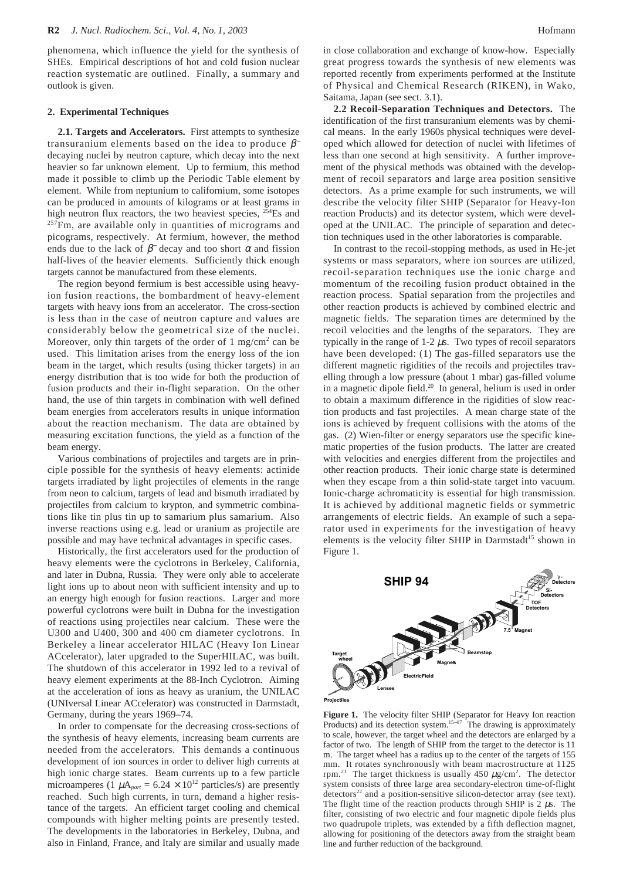phenomena, which influence the yield for the synthesis of SHEs. Empirical descriptions of hot and cold fusion nuclear reaction systematic are outlined. Finally, a summary and outlook is given.

## 2. Experimental Techniques

**2.1. Targets and Accelerators.** First attempts to synthesize transuranium elements based on the idea to produce $\beta^-$ decaying nuclei by neutron capture, which decay into the next heavier so far unknown element. Up to fermium, this method made it possible to climb up the Periodic Table element by element. While from neptunium to californium, some isotopes can be produced in amounts of kilograms or at least grams in high neutron flux reactors, the two heaviest species, $^{254}$Es and $^{257}$Fm, are available only in quantities of micrograms and picograms, respectively. At fermium, however, the method ends due to the lack of $\beta^-$ decay and too short $\alpha$ and fission half-lives of the heavier elements. Sufficiently thick enough targets cannot be manufactured from these elements.

The region beyond fermium is best accessible using heavy-ion fusion reactions, the bombardment of heavy-element targets with heavy ions from an accelerator. The cross-section is less than in the case of neutron capture and values are considerably below the geometrical size of the nuclei. Moreover, only thin targets of the order of 1 mg/cm$^2$ can be used. This limitation arises from the energy loss of the ion beam in the target, which results (using thicker targets) in an energy distribution that is too wide for both the production of fusion products and their in-flight separation. On the other hand, the use of thin targets in combination with well defined beam energies from accelerators results in unique information about the reaction mechanism. The data are obtained by measuring excitation functions, the yield as a function of the beam energy.

Various combinations of projectiles and targets are in principle possible for the synthesis of heavy elements: actinide targets irradiated by light projectiles of elements in the range from neon to calcium, targets of lead and bismuth irradiated by projectiles from calcium to krypton, and symmetric combinations like tin plus tin up to samarium plus samarium. Also inverse reactions using e.g. lead or uranium as projectile are possible and may have technical advantages in specific cases.

Historically, the first accelerators used for the production of heavy elements were the cyclotrons in Berkeley, California, and later in Dubna, Russia. They were only able to accelerate light ions up to about neon with sufficient intensity and up to an energy high enough for fusion reactions. Larger and more powerful cyclotrons were built in Dubna for the investigation of reactions using projectiles near calcium. These were the U300 and U400, 300 and 400 cm diameter cyclotrons. In Berkeley a linear accelerator HILAC (Heavy Ion Linear ACcelerator), later upgraded to the SuperHILAC, was built. The shutdown of this accelerator in 1992 led to a revival of heavy element experiments at the 88-Inch Cyclotron. Aiming at the acceleration of ions as heavy as uranium, the UNILAC (UNIversal Linear ACcelerator) was constructed in Darmstadt, Germany, during the years 1969–74.

In order to compensate for the decreasing cross-sections of the synthesis of heavy elements, increasing beam currents are needed from the accelerators. This demands a continuous development of ion sources in order to deliver high currents at high ionic charge states. Beam currents up to a few particle microamperes (1 $\mu A_{part} = 6.24 \times 10^{12}$ particles/s) are presently reached. Such high currents, in turn, demand a higher resistance of the targets. An efficient target cooling and chemical compounds with higher melting points are presently tested. The developments in the laboratories in Berkeley, Dubna, and also in Finland, France, and Italy are similar and usually made in close collaboration and exchange of know-how. Especially great progress towards the synthesis of new elements was reported recently from experiments performed at the Institute of Physical and Chemical Research (RIKEN), in Wako, Saitama, Japan (see sect. 3.1).

**2.2 Recoil-Separation Techniques and Detectors.** The identification of the first transuranium elements was by chemical means. In the early 1960s physical techniques were developed which allowed for detection of nuclei with lifetimes of less than one second at high sensitivity. A further improvement of the physical methods was obtained with the development of recoil separators and large area position sensitive detectors. As a prime example for such instruments, we will describe the velocity filter SHIP (Separator for Heavy-Ion reaction Products) and its detector system, which were developed at the UNILAC. The principle of separation and detection techniques used in the other laboratories is comparable.

In contrast to the recoil-stopping methods, as used in He-jet systems or mass separators, where ion sources are utilized, recoil-separation techniques use the ionic charge and momentum of the recoiling fusion product obtained in the reaction process. Spatial separation from the projectiles and other reaction products is achieved by combined electric and magnetic fields. The separation times are determined by the recoil velocities and the lengths of the separators. They are typically in the range of 1-2 $\mu$s. Two types of recoil separators have been developed: (1) The gas-filled separators use the different magnetic rigidities of the recoils and projectiles travelling through a low pressure (about 1 mbar) gas-filled volume in a magnetic dipole field.[20] In general, helium is used in order to obtain a maximum difference in the rigidities of slow reaction products and fast projectiles. A mean charge state of the ions is achieved by frequent collisions with the atoms of the gas. (2) Wien-filter or energy separators use the specific kinematic properties of the fusion products. The latter are created with velocities and energies different from the projectiles and other reaction products. Their ionic charge state is determined when they escape from a thin solid-state target into vacuum. Ionic-charge achromaticity is essential for high transmission. It is achieved by additional magnetic fields or symmetric arrangements of electric fields. An example of such a separator used in experiments for the investigation of heavy elements is the velocity filter SHIP in Darmstadt[15] shown in Figure 1.

SHIP 94

γ-Detectors
Si-Detectors
TOF Detectors
7.5° Magnet
Beamstop
Magnets
ElectricField
Target wheel
Lenses
Projectiles

**Figure 1.** The velocity filter SHIP (Separator for Heavy Ion reaction Products) and its detection system.[15–17] The drawing is approximately to scale, however, the target wheel and the detectors are enlarged by a factor of two. The length of SHIP from the target to the detector is 11 m. The target wheel has a radius up to the center of the targets of 155 mm. It rotates synchronously with beam macrostructure at 1125 rpm.[21] The target thickness is usually 450 $\mu$g/cm$^2$. The detector system consists of three large area secondary-electron time-of-flight detectors[22] and a position-sensitive silicon-detector array (see text). The flight time of the reaction products through SHIP is 2 $\mu$s. The filter, consisting of two electric and four magnetic dipole fields plus two quadrupole triplets, was extended by a fifth deflection magnet, allowing for positioning of the detectors away from the straight beam line and further reduction of the background.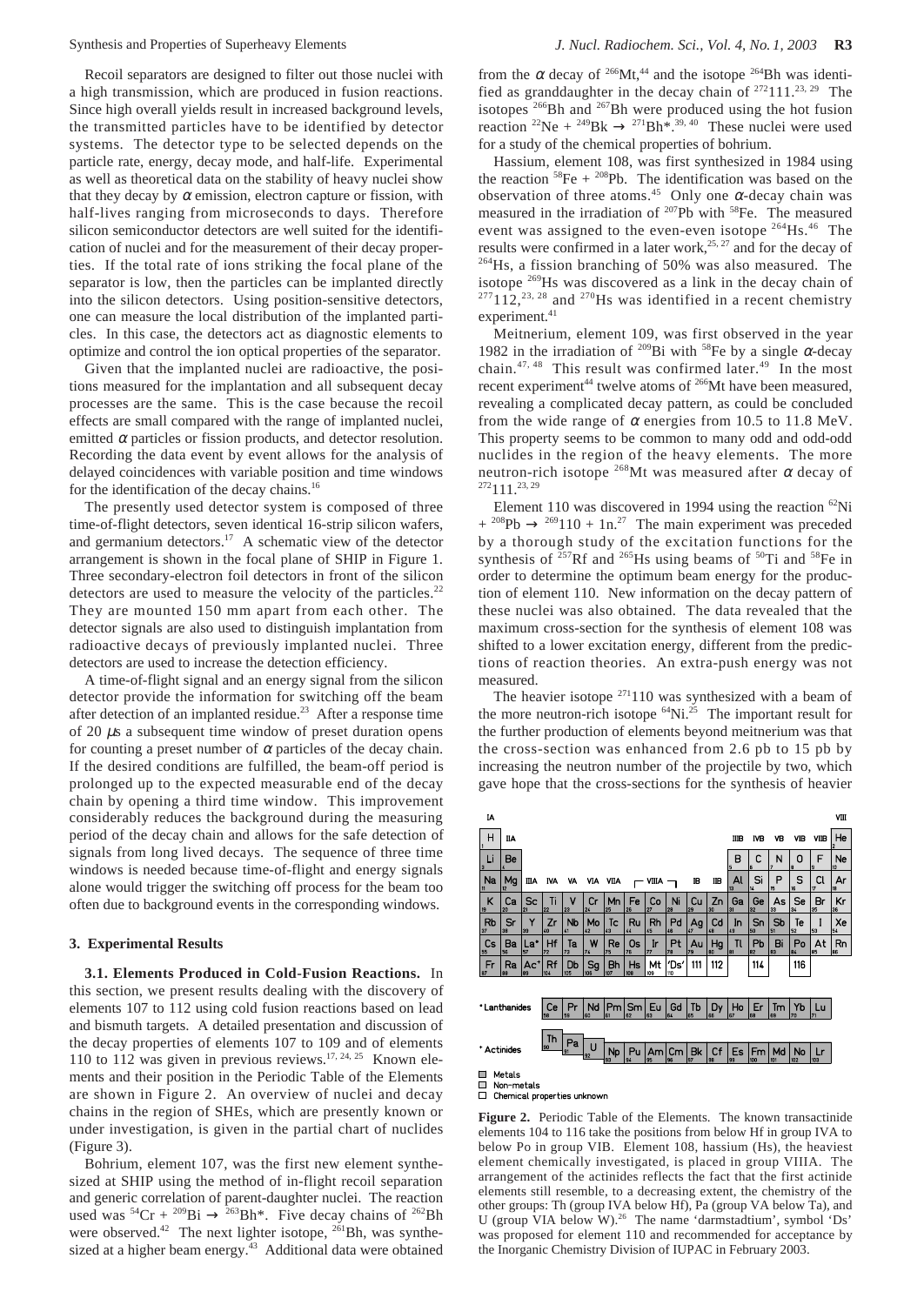Recoil separators are designed to filter out those nuclei with a high transmission, which are produced in fusion reactions. Since high overall yields result in increased background levels, the transmitted particles have to be identified by detector systems. The detector type to be selected depends on the particle rate, energy, decay mode, and half-life. Experimental as well as theoretical data on the stability of heavy nuclei show that they decay by $\alpha$ emission, electron capture or fission, with half-lives ranging from microseconds to days. Therefore silicon semiconductor detectors are well suited for the identification of nuclei and for the measurement of their decay properties. If the total rate of ions striking the focal plane of the separator is low, then the particles can be implanted directly into the silicon detectors. Using position-sensitive detectors, one can measure the local distribution of the implanted particles. In this case, the detectors act as diagnostic elements to optimize and control the ion optical properties of the separator.

Given that the implanted nuclei are radioactive, the positions measured for the implantation and all subsequent decay processes are the same. This is the case because the recoil effects are small compared with the range of implanted nuclei, emitted $\alpha$ particles or fission products, and detector resolution. Recording the data event by event allows for the analysis of delayed coincidences with variable position and time windows for the identification of the decay chains.[16]

The presently used detector system is composed of three time-of-flight detectors, seven identical 16-strip silicon wafers, and germanium detectors.[17] A schematic view of the detector arrangement is shown in the focal plane of SHIP in Figure 1. Three secondary-electron foil detectors in front of the silicon detectors are used to measure the velocity of the particles.[22] They are mounted 150 mm apart from each other. The detector signals are also used to distinguish implantation from radioactive decays of previously implanted nuclei. Three detectors are used to increase the detection efficiency.

A time-of-flight signal and an energy signal from the silicon detector provide the information for switching off the beam after detection of an implanted residue.[23] After a response time of 20 $\mu$s a subsequent time window of preset duration opens for counting a preset number of $\alpha$ particles of the decay chain. If the desired conditions are fulfilled, the beam-off period is prolonged up to the expected measurable end of the decay chain by opening a third time window. This improvement considerably reduces the background during the measuring period of the decay chain and allows for the safe detection of signals from long lived decays. The sequence of three time windows is needed because time-of-flight and energy signals alone would trigger the switching off process for the beam too often due to background events in the corresponding windows.

### 3. Experimental Results

**3.1. Elements Produced in Cold-Fusion Reactions.** In this section, we present results dealing with the discovery of elements 107 to 112 using cold fusion reactions based on lead and bismuth targets. A detailed presentation and discussion of the decay properties of elements 107 to 109 and of elements 110 to 112 was given in previous reviews.[17, 24, 25] Known elements and their position in the Periodic Table of the Elements are shown in Figure 2. An overview of nuclei and decay chains in the region of SHEs, which are presently known or under investigation, is given in the partial chart of nuclides (Figure 3).

Bohrium, element 107, was the first new element synthesized at SHIP using the method of in-flight recoil separation and generic correlation of parent-daughter nuclei. The reaction used was $^{54}$Cr + $^{209}$Bi → $^{263}$Bh*. Five decay chains of $^{262}$Bh were observed.[42] The next lighter isotope, $^{261}$Bh, was synthesized at a higher beam energy.[43] Additional data were obtained from the $\alpha$ decay of $^{266}$Mt,[44] and the isotope $^{264}$Bh was identified as granddaughter in the decay chain of $^{272}$111.[23, 29] The isotopes $^{266}$Bh and $^{267}$Bh were produced using the hot fusion reaction $^{22}$Ne + $^{249}$Bk → $^{271}$Bh*.[39, 40] These nuclei were used for a study of the chemical properties of bohrium.

Hassium, element 108, was first synthesized in 1984 using the reaction $^{58}$Fe + $^{208}$Pb. The identification was based on the observation of three atoms.[45] Only one $\alpha$-decay chain was measured in the irradiation of $^{207}$Pb with $^{58}$Fe. The measured event was assigned to the even-even isotope $^{264}$Hs.[46] The results were confirmed in a later work,[25, 27] and for the decay of $^{264}$Hs, a fission branching of 50% was also measured. The isotope $^{269}$Hs was discovered as a link in the decay chain of $^{277}$112,[23, 28] and $^{270}$Hs was identified in a recent chemistry experiment.[41]

Meitnerium, element 109, was first observed in the year 1982 in the irradiation of $^{209}$Bi with $^{58}$Fe by a single $\alpha$-decay chain.[47, 48] This result was confirmed later.[49] In the most recent experiment[44] twelve atoms of $^{266}$Mt have been measured, revealing a complicated decay pattern, as could be concluded from the wide range of $\alpha$ energies from 10.5 to 11.8 MeV. This property seems to be common to many odd and odd-odd nuclides in the region of the heavy elements. The more neutron-rich isotope $^{268}$Mt was measured after $\alpha$ decay of $^{272}$111.[23, 29]

Element 110 was discovered in 1994 using the reaction $^{62}$Ni + $^{208}$Pb → $^{269}$110 + 1n.[27] The main experiment was preceded by a thorough study of the excitation functions for the synthesis of $^{257}$Rf and $^{265}$Hs using beams of $^{50}$Ti and $^{58}$Fe in order to determine the optimum beam energy for the production of element 110. New information on the decay pattern of these nuclei was also obtained. The data revealed that the maximum cross-section for the synthesis of element 108 was shifted to a lower excitation energy, different from the predictions of reaction theories. An extra-push energy was not measured.

The heavier isotope $^{271}$110 was synthesized with a beam of the more neutron-rich isotope $^{64}$Ni.[25] The important result for the further production of elements beyond meitnerium was that the cross-section was enhanced from 2.6 pb to 15 pb by increasing the neutron number of the projectile by two, which gave hope that the cross-sections for the synthesis of heavier

**Figure 2.** Periodic Table of the Elements. The known transactinide elements 104 to 116 take the positions from below Hf in group IVA to below Po in group VIB. Element 108, hassium (Hs), the heaviest element chemically investigated, is placed in group VIIIA. The arrangement of the actinides reflects the fact that the first actinide elements still resemble, to a decreasing extent, the chemistry of the other groups: Th (group IVA below Hf), Pa (group VA below Ta), and U (group VIA below W).[26] The name 'darmstadtium', symbol 'Ds' was proposed for element 110 and recommended for acceptance by the Inorganic Chemistry Division of IUPAC in February 2003.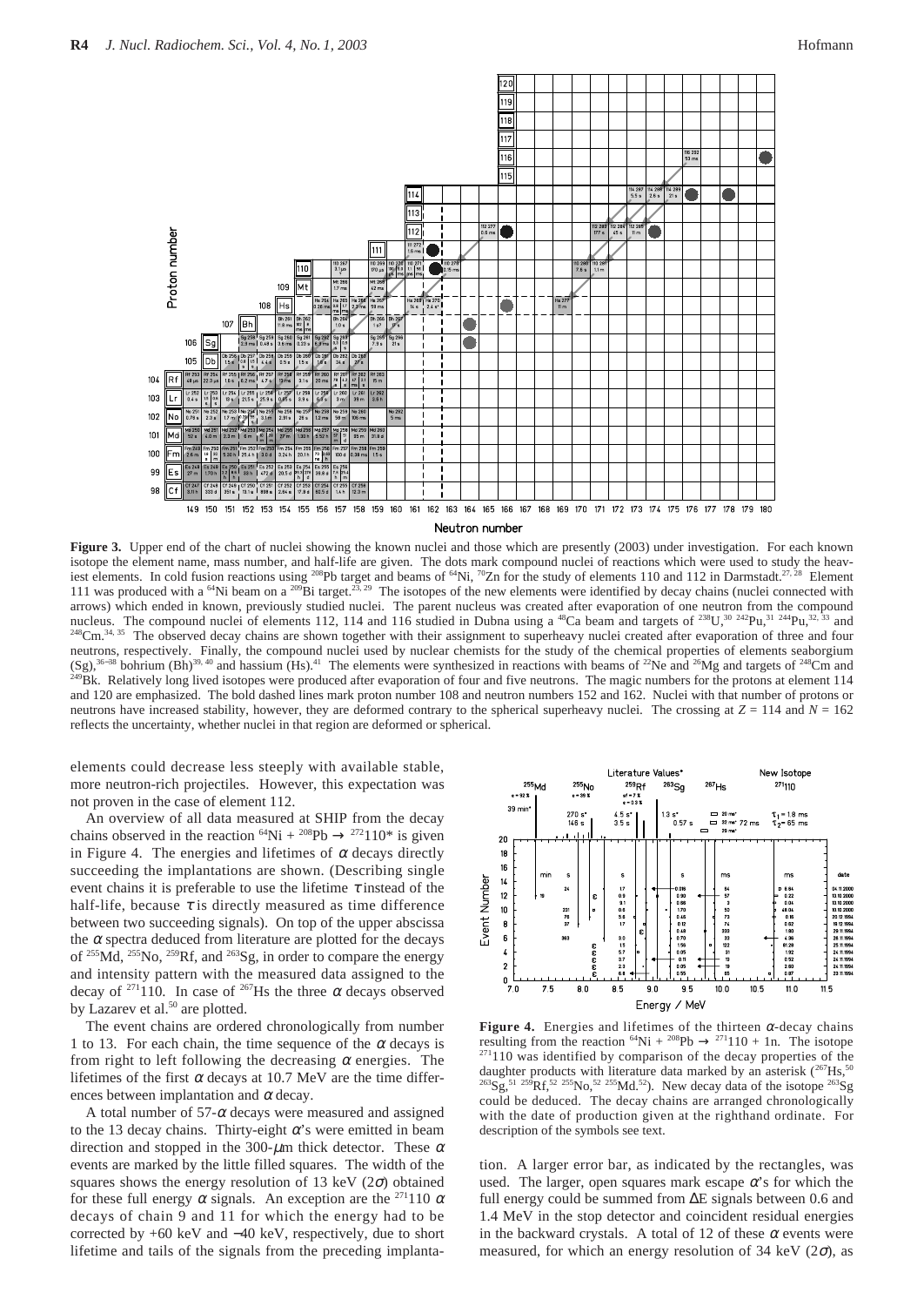**Figure 3.** Upper end of the chart of nuclei showing the known nuclei and those which are presently (2003) under investigation. For each known isotope the element name, mass number, and half-life are given. The dots mark compound nuclei of reactions which were used to study the heaviest elements. In cold fusion reactions using $^{208}$Pb target and beams of $^{64}$Ni, $^{70}$Zn for the study of elements 110 and 112 in Darmstadt.[27, 28] Element 111 was produced with a $^{64}$Ni beam on a $^{209}$Bi target.[23, 29] The isotopes of the new elements were identified by decay chains (nuclei connected with arrows) which ended in known, previously studied nuclei. The parent nucleus was created after evaporation of one neutron from the compound nucleus. The compound nuclei of elements 112, 114 and 116 studied in Dubna using a $^{48}$Ca beam and targets of $^{238}$U,[30] $^{242}$Pu,[31] $^{244}$Pu,[32, 33] and $^{248}$Cm.[34, 35] The observed decay chains are shown together with their assignment to superheavy nuclei created after evaporation of three and four neutrons, respectively. Finally, the compound nuclei used by nuclear chemists for the study of the chemical properties of elements seaborgium (Sg),[36–38] bohrium (Bh)[39, 40] and hassium (Hs).[41] The elements were synthesized in reactions with beams of $^{22}$Ne and $^{26}$Mg and targets of $^{248}$Cm and $^{249}$Bk. Relatively long lived isotopes were produced after evaporation of four and five neutrons. The magic numbers for the protons at element 114 and 120 are emphasized. The bold dashed lines mark proton number 108 and neutron numbers 152 and 162. Nuclei with that number of protons or neutrons have increased stability, however, they are deformed contrary to the spherical superheavy nuclei. The crossing at $Z = 114$ and $N = 162$ reflects the uncertainty, whether nuclei in that region are deformed or spherical.

elements could decrease less steeply with available stable, more neutron-rich projectiles. However, this expectation was not proven in the case of element 112.

An overview of all data measured at SHIP from the decay chains observed in the reaction $^{64}\text{Ni} + {}^{208}\text{Pb} \rightarrow {}^{272}110^*$ is given in Figure 4. The energies and lifetimes of $\alpha$ decays directly succeeding the implantations are shown. (Describing single event chains it is preferable to use the lifetime $\tau$ instead of the half-life, because $\tau$ is directly measured as time difference between two succeeding signals). On top of the upper abscissa the $\alpha$ spectra deduced from literature are plotted for the decays of $^{255}$Md, $^{255}$No, $^{259}$Rf, and $^{263}$Sg, in order to compare the energy and intensity pattern with the measured data assigned to the decay of $^{271}$110. In case of $^{267}$Hs the three $\alpha$ decays observed by Lazarev et al.[50] are plotted.

The event chains are ordered chronologically from number 1 to 13. For each chain, the time sequence of the $\alpha$ decays is from right to left following the decreasing $\alpha$ energies. The lifetimes of the first $\alpha$ decays at 10.7 MeV are the time differences between implantation and $\alpha$ decay.

A total number of 57-$\alpha$ decays were measured and assigned to the 13 decay chains. Thirty-eight $\alpha$'s were emitted in beam direction and stopped in the 300-$\mu$m thick detector. These $\alpha$ events are marked by the little filled squares. The width of the squares shows the energy resolution of 13 keV ($2\sigma$) obtained for these full energy $\alpha$ signals. An exception are the $^{271}$110 $\alpha$ decays of chain 9 and 11 for which the energy had to be corrected by +60 keV and −40 keV, respectively, due to short lifetime and tails of the signals from the preceding implantation. A larger error bar, as indicated by the rectangles, was used. The larger, open squares mark escape $\alpha$'s for which the full energy could be summed from $\Delta$E signals between 0.6 and 1.4 MeV in the stop detector and coincident residual energies in the backward crystals. A total of 12 of these $\alpha$ events were measured, for which an energy resolution of 34 keV ($2\sigma$), as

**Figure 4.** Energies and lifetimes of the thirteen $\alpha$-decay chains resulting from the reaction $^{64}\text{Ni} + {}^{208}\text{Pb} \rightarrow {}^{271}110 + 1\text{n}$. The isotope $^{271}$110 was identified by comparison of the decay properties of the daughter products with literature data marked by an asterisk ($^{267}$Hs,[50] $^{263}$Sg,[51] $^{259}$Rf,[52] $^{255}$No,[52] $^{255}$Md.[52]). New decay data of the isotope $^{263}$Sg could be deduced. The decay chains are arranged chronologically with the date of production given at the righthand ordinate. For description of the symbols see text.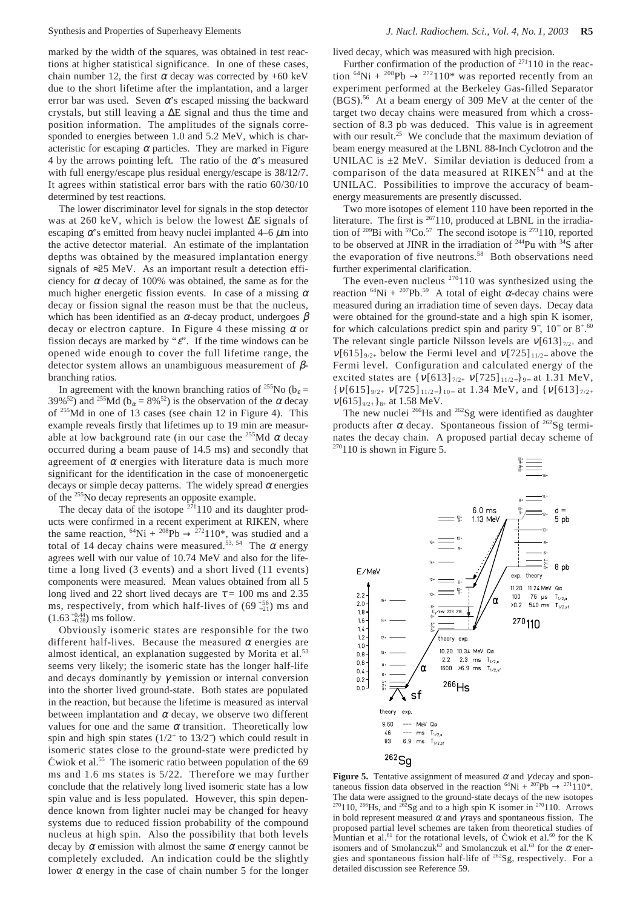marked by the width of the squares, was obtained in test reactions at higher statistical significance. In one of these cases, chain number 12, the first $\alpha$ decay was corrected by +60 keV due to the short lifetime after the implantation, and a larger error bar was used. Seven $\alpha$'s escaped missing the backward crystals, but still leaving a $\Delta$E signal and thus the time and position information. The amplitudes of the signals corresponded to energies between 1.0 and 5.2 MeV, which is characteristic for escaping $\alpha$ particles. They are marked in Figure 4 by the arrows pointing left. The ratio of the $\alpha$'s measured with full energy/escape plus residual energy/escape is 38/12/7. It agrees within statistical error bars with the ratio 60/30/10 determined by test reactions.

The lower discriminator level for signals in the stop detector was at 260 keV, which is below the lowest $\Delta$E signals of escaping $\alpha$'s emitted from heavy nuclei implanted 4–6 $\mu$m into the active detector material. An estimate of the implantation depths was obtained by the measured implantation energy signals of ≈25 MeV. As an important result a detection efficiency for $\alpha$ decay of 100% was obtained, the same as for the much higher energetic fission events. In case of a missing $\alpha$ decay or fission signal the reason must be that the nucleus, which has been identified as an $\alpha$-decay product, undergoes $\beta$ decay or electron capture. In Figure 4 these missing $\alpha$ or fission decays are marked by "$\varepsilon$". If the time windows can be opened wide enough to cover the full lifetime range, the detector system allows an unambiguous measurement of $\beta$-branching ratios.

In agreement with the known branching ratios of $^{255}$No ($b_\varepsilon$ = 39%[52]) and $^{255}$Md ($b_\alpha$ = 8%[52]) is the observation of the $\alpha$ decay of $^{255}$Md in one of 13 cases (see chain 12 in Figure 4). This example reveals firstly that lifetimes up to 19 min are measurable at low background rate (in our case the $^{255}$Md $\alpha$ decay occurred during a beam pause of 14.5 ms) and secondly that agreement of $\alpha$ energies with literature data is much more significant for the identification in the case of monoenergetic decays or simple decay patterns. The widely spread $\alpha$ energies of the $^{255}$No decay represents an opposite example.

The decay data of the isotope $^{271}$110 and its daughter products were confirmed in a recent experiment at RIKEN, where the same reaction, $^{64}$Ni + $^{208}$Pb → $^{272}$110*, was studied and a total of 14 decay chains were measured.[53, 54] The $\alpha$ energy agrees well with our value of 10.74 MeV and also for the lifetime a long lived (3 events) and a short lived (11 events) components were measured. Mean values obtained from all 5 long lived and 22 short lived decays are $\tau$ = 100 ms and 2.35 ms, respectively, from which half-lives of $(69^{+56}_{-21})$ ms and $(1.63^{+0.44}_{-0.28})$ ms follow.

Obviously isomeric states are responsible for the two different half-lives. Because the measured $\alpha$ energies are almost identical, an explanation suggested by Morita et al.[53] seems very likely; the isomeric state has the longer half-life and decays dominantly by $\gamma$ emission or internal conversion into the shorter lived ground-state. Both states are populated in the reaction, but because the lifetime is measured as interval between implantation and $\alpha$ decay, we observe two different values for one and the same $\alpha$ transition. Theoretically low spin and high spin states ($1/2^+$ to $13/2^-$) which could result in isomeric states close to the ground-state were predicted by Ćwiok et al.[55] The isomeric ratio between population of the 69 ms and 1.6 ms states is 5/22. Therefore we may further conclude that the relatively long lived isomeric state has a low spin value and is less populated. However, this spin dependence known from lighter nuclei may be changed for heavy systems due to reduced fission probability of the compound nucleus at high spin. Also the possibility that both levels decay by $\alpha$ emission with almost the same $\alpha$ energy cannot be completely excluded. An indication could be the slightly lower $\alpha$ energy in the case of chain number 5 for the longer lived decay, which was measured with high precision.

Further confirmation of the production of $^{271}$110 in the reaction $^{64}$Ni + $^{208}$Pb → $^{272}$110* was reported recently from an experiment performed at the Berkeley Gas-filled Separator (BGS).[56] At a beam energy of 309 MeV at the center of the target two decay chains were measured from which a cross-section of 8.3 pb was deduced. This value is in agreement with our result.[25] We conclude that the maximum deviation of beam energy measured at the LBNL 88-Inch Cyclotron and the UNILAC is ±2 MeV. Similar deviation is deduced from a comparison of the data measured at RIKEN[54] and at the UNILAC. Possibilities to improve the accuracy of beam-energy measurements are presently discussed.

Two more isotopes of element 110 have been reported in the literature. The first is $^{267}$110, produced at LBNL in the irradiation of $^{209}$Bi with $^{59}$Co.[57] The second isotope is $^{273}$110, reported to be observed at JINR in the irradiation of $^{244}$Pu with $^{34}$S after the evaporation of five neutrons.[58] Both observations need further experimental clarification.

The even-even nucleus $^{270}$110 was synthesized using the reaction $^{64}$Ni + $^{207}$Pb.[59] A total of eight $\alpha$-decay chains were measured during an irradiation time of seven days. Decay data were obtained for the ground-state and a high spin K isomer, for which calculations predict spin and parity $9^-$, $10^-$ or $8^+$.[60] The relevant single particle Nilsson levels are $\nu[613]_{7/2+}$ and $\nu[615]_{9/2+}$ below the Fermi level and $\nu[725]_{11/2-}$ above the Fermi level. Configuration and calculated energy of the excited states are $\{\nu[613]_{7/2+}\ \nu[725]_{11/2-}\}_{9-}$ at 1.31 MeV, $\{\nu[615]_{9/2+}\ \nu[725]_{11/2-}\}_{10-}$ at 1.34 MeV, and $\{\nu[613]_{7/2+}\ \nu[615]_{9/2+}\}_{8+}$ at 1.58 MeV.

The new nuclei $^{266}$Hs and $^{262}$Sg were identified as daughter products after $\alpha$ decay. Spontaneous fission of $^{262}$Sg terminates the decay chain. A proposed partial decay scheme of $^{270}$110 is shown in Figure 5.

**Figure 5.** Tentative assignment of measured $\alpha$ and $\gamma$ decay and spontaneous fission data observed in the reaction $^{64}$Ni + $^{207}$Pb → $^{271}$110*. The data were assigned to the ground-state decays of the new isotopes $^{270}$110, $^{266}$Hs, and $^{262}$Sg and to a high spin K isomer in $^{270}$110. Arrows in bold represent measured $\alpha$ and $\gamma$ rays and spontaneous fission. The proposed partial level schemes are taken from theoretical studies of Muntian et al.[61] for the rotational levels, of Ćwiok et al.[60] for the K isomers and of Smolanczuk[62] and Smolanczuk et al.[63] for the $\alpha$ energies and spontaneous fission half-life of $^{262}$Sg, respectively. For a detailed discussion see Reference 59.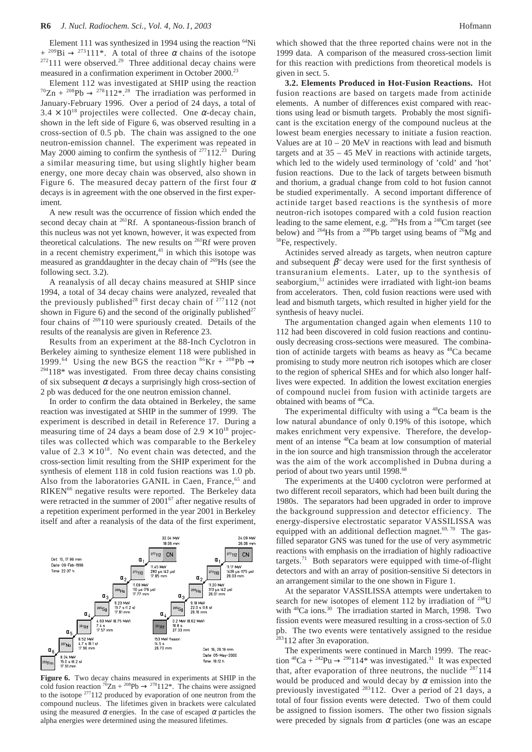Element 111 was synthesized in 1994 using the reaction $^{64}$Ni + $^{209}$Bi → $^{273}$111*. A total of three $\alpha$ chains of the isotope $^{272}$111 were observed.[29] Three additional decay chains were measured in a confirmation experiment in October 2000.[23]

Element 112 was investigated at SHIP using the reaction $^{70}$Zn + $^{208}$Pb → $^{278}$112*.[28] The irradiation was performed in January-February 1996. Over a period of 24 days, a total of $3.4 \times 10^{18}$ projectiles were collected. One $\alpha$-decay chain, shown in the left side of Figure 6, was observed resulting in a cross-section of 0.5 pb. The chain was assigned to the one neutron-emission channel. The experiment was repeated in May 2000 aiming to confirm the synthesis of $^{277}$112.[23] During a similar measuring time, but using slightly higher beam energy, one more decay chain was observed, also shown in Figure 6. The measured decay pattern of the first four $\alpha$ decays is in agreement with the one observed in the first experiment.

A new result was the occurrence of fission which ended the second decay chain at $^{261}$Rf. A spontaneous-fission branch of this nucleus was not yet known, however, it was expected from theoretical calculations. The new results on $^{261}$Rf were proven in a recent chemistry experiment,[41] in which this isotope was measured as granddaughter in the decay chain of $^{269}$Hs (see the following sect. 3.2).

A reanalysis of all decay chains measured at SHIP since 1994, a total of 34 decay chains were analyzed, revealed that the previously published[28] first decay chain of $^{277}$112 (not shown in Figure 6) and the second of the originally published[27] four chains of $^{269}$110 were spuriously created. Details of the results of the reanalysis are given in Reference 23.

Results from an experiment at the 88-Inch Cyclotron in Berkeley aiming to synthesize element 118 were published in 1999.[64] Using the new BGS the reaction $^{86}$Kr + $^{208}$Pb → $^{294}$118* was investigated. From three decay chains consisting of six subsequent $\alpha$ decays a surprisingly high cross-section of 2 pb was deduced for the one neutron emission channel.

In order to confirm the data obtained in Berkeley, the same reaction was investigated at SHIP in the summer of 1999. The experiment is described in detail in Reference 17. During a measuring time of 24 days a beam dose of $2.9 \times 10^{18}$ projectiles was collected which was comparable to the Berkeley value of $2.3 \times 10^{18}$. No event chain was detected, and the cross-section limit resulting from the SHIP experiment for the synthesis of element 118 in cold fusion reactions was 1.0 pb. Also from the laboratories GANIL in Caen, France,[65] and RIKEN[66] negative results were reported. The Berkeley data were retracted in the summer of 2001[67] after negative results of a repetition experiment performed in the year 2001 in Berkeley itself and after a reanalysis of the data of the first experiment, which showed that the three reported chains were not in the 1999 data. A comparison of the measured cross-section limit for this reaction with predictions from theoretical models is given in sect. 5.

**Figure 6.** Two decay chains measured in experiments at SHIP in the cold fusion reaction $^{70}$Zn + $^{208}$Pb → $^{278}$112*. The chains were assigned to the isotope $^{277}$112 produced by evaporation of one neutron from the compound nucleus. The lifetimes given in brackets were calculated using the measured $\alpha$ energies. In the case of escaped $\alpha$ particles the alpha energies were determined using the measured lifetimes.

**3.2. Elements Produced in Hot-Fusion Reactions.** Hot fusion reactions are based on targets made from actinide elements. A number of differences exist compared with reactions using lead or bismuth targets. Probably the most significant is the excitation energy of the compound nucleus at the lowest beam energies necessary to initiate a fusion reaction. Values are at 10 – 20 MeV in reactions with lead and bismuth targets and at 35 – 45 MeV in reactions with actinide targets, which led to the widely used terminology of 'cold' and 'hot' fusion reactions. Due to the lack of targets between bismuth and thorium, a gradual change from cold to hot fusion cannot be studied experimentally. A second important difference of actinide target based reactions is the synthesis of more neutron-rich isotopes compared with a cold fusion reaction leading to the same element, e.g. $^{269}$Hs from a $^{248}$Cm target (see below) and $^{264}$Hs from a $^{208}$Pb target using beams of $^{26}$Mg and $^{58}$Fe, respectively.

Actinides served already as targets, when neutron capture and subsequent $\beta^-$ decay were used for the first synthesis of transuranium elements. Later, up to the synthesis of seaborgium,[51] actinides were irradiated with light-ion beams from accelerators. Then, cold fusion reactions were used with lead and bismuth targets, which resulted in higher yield for the synthesis of heavy nuclei.

The argumentation changed again when elements 110 to 112 had been discovered in cold fusion reactions and continuously decreasing cross-sections were measured. The combination of actinide targets with beams as heavy as $^{48}$Ca became promising to study more neutron rich isotopes which are closer to the region of spherical SHEs and for which also longer half-lives were expected. In addition the lowest excitation energies of compound nuclei from fusion with actinide targets are obtained with beams of $^{48}$Ca.

The experimental difficulty with using a $^{48}$Ca beam is the low natural abundance of only 0.19% of this isotope, which makes enrichment very expensive. Therefore, the development of an intense $^{48}$Ca beam at low consumption of material in the ion source and high transmission through the accelerator was the aim of the work accomplished in Dubna during a period of about two years until 1998.[68]

The experiments at the U400 cyclotron were performed at two different recoil separators, which had been built during the 1980s. The separators had been upgraded in order to improve the background suppression and detector efficiency. The energy-dispersive electrostatic separator VASSILISSA was equipped with an additional deflection magnet.[69, 70] The gas-filled separator GNS was tuned for the use of very asymmetric reactions with emphasis on the irradiation of highly radioactive targets.[71] Both separators were equipped with time-of-flight detectors and with an array of position-sensitive Si detectors in an arrangement similar to the one shown in Figure 1.

At the separator VASSILISSA attempts were undertaken to search for new isotopes of element 112 by irradiation of $^{238}$U with $^{48}$Ca ions.[30] The irradiation started in March, 1998. Two fission events were measured resulting in a cross-section of 5.0 pb. The two events were tentatively assigned to the residue $^{283}$112 after 3n evaporation.

The experiments were continued in March 1999. The reaction $^{48}$Ca + $^{242}$Pu → $^{290}$114* was investigated.[31] It was expected that, after evaporation of three neutrons, the nuclide $^{287}$114 would be produced and would decay by $\alpha$ emission into the previously investigated $^{283}$112. Over a period of 21 days, a total of four fission events were detected. Two of them could be assigned to fission isomers. The other two fission signals were preceded by signals from $\alpha$ particles (one was an escape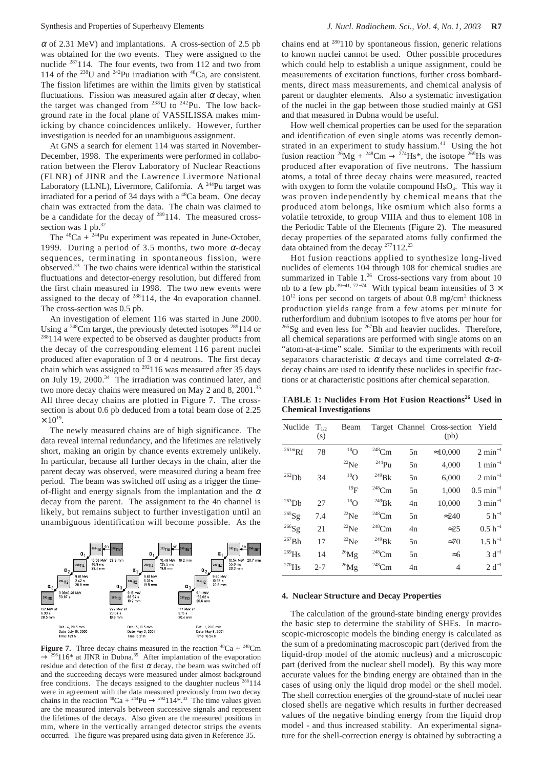$\alpha$ of 2.31 MeV) and implantations. A cross-section of 2.5 pb was obtained for the two events. They were assigned to the nuclide $^{287}$114. The four events, two from 112 and two from 114 of the $^{238}$U and $^{242}$Pu irradiation with $^{48}$Ca, are consistent. The fission lifetimes are within the limits given by statistical fluctuations. Fission was measured again after $\alpha$ decay, when the target was changed from $^{238}$U to $^{242}$Pu. The low background rate in the focal plane of VASSILISSA makes mimicking by chance coincidences unlikely. However, further investigation is needed for an unambiguous assignment.

At GNS a search for element 114 was started in November-December, 1998. The experiments were performed in collaboration between the Flerov Laboratory of Nuclear Reactions (FLNR) of JINR and the Lawrence Livermore National Laboratory (LLNL), Livermore, California. A $^{244}$Pu target was irradiated for a period of 34 days with a $^{48}$Ca beam. One decay chain was extracted from the data. The chain was claimed to be a candidate for the decay of $^{289}$114. The measured cross-section was 1 pb.[32]

The $^{48}$Ca + $^{244}$Pu experiment was repeated in June-October, 1999. During a period of 3.5 months, two more $\alpha$-decay sequences, terminating in spontaneous fission, were observed.[33] The two chains were identical within the statistical fluctuations and detector-energy resolution, but differed from the first chain measured in 1998. The two new events were assigned to the decay of $^{288}$114, the 4n evaporation channel. The cross-section was 0.5 pb.

An investigation of element 116 was started in June 2000. Using a $^{248}$Cm target, the previously detected isotopes $^{289}$114 or $^{288}$114 were expected to be observed as daughter products from the decay of the corresponding element 116 parent nuclei produced after evaporation of 3 or 4 neutrons. The first decay chain which was assigned to $^{292}$116 was measured after 35 days on July 19, 2000.[34] The irradiation was continued later, and two more decay chains were measured on May 2 and 8, 2001.[35] All three decay chains are plotted in Figure 7. The cross-section is about 0.6 pb deduced from a total beam dose of 2.25 $\times 10^{19}$.

The newly measured chains are of high significance. The data reveal internal redundancy, and the lifetimes are relatively short, making an origin by chance events extremely unlikely. In particular, because all further decays in the chain, after the parent decay was observed, were measured during a beam free period. The beam was switched off using as a trigger the time-of-flight and energy signals from the implantation and the $\alpha$ decay from the parent. The assignment to the 4n channel is likely, but remains subject to further investigation until an unambiguous identification will become possible. As the chains end at $^{280}$110 by spontaneous fission, generic relations to known nuclei cannot be used. Other possible procedures which could help to establish a unique assignment, could be measurements of excitation functions, further cross bombardments, direct mass measurements, and chemical analysis of parent or daughter elements. Also a systematic investigation of the nuclei in the gap between those studied mainly at GSI and that measured in Dubna would be useful.

**Figure 7.** Three decay chains measured in the reaction $^{48}$Ca + $^{248}$Cm $\rightarrow$ $^{296}$116* at JINR in Dubna.[35] After implantation of the evaporation residue and detection of the first $\alpha$ decay, the beam was switched off and the succeeding decays were measured under almost background free conditions. The decays assigned to the daughter nucleus $^{288}$114 were in agreement with the data measured previously from two decay chains in the reaction $^{48}$Ca + $^{244}$Pu $\rightarrow$ $^{292}$114*.[33] The time values given are the measured intervals between successive signals and represent the lifetimes of the decays. Also given are the measured positions in mm, where in the vertically arranged detector strips the events occurred. The figure was prepared using data given in Reference 35.

How well chemical properties can be used for the separation and identification of even single atoms was recently demonstrated in an experiment to study hassium.[41] Using the hot fusion reaction $^{26}$Mg + $^{248}$Cm $\rightarrow$ $^{274}$Hs*, the isotope $^{269}$Hs was produced after evaporation of five neutrons. The hassium atoms, a total of three decay chains were measured, reacted with oxygen to form the volatile compound $HsO_4$. This way it was proven independently by chemical means that the produced atom belongs, like osmium which also forms a volatile tetroxide, to group VIIIA and thus to element 108 in the Periodic Table of the Elements (Figure 2). The measured decay properties of the separated atoms fully confirmed the data obtained from the decay $^{277}$112.[23]

Hot fusion reactions applied to synthesize long-lived nuclides of elements 104 through 108 for chemical studies are summarized in Table 1.[26] Cross-sections vary from about 10 nb to a few pb.[39–41, 72–74] With typical beam intensities of $3 \times 10^{12}$ ions per second on targets of about 0.8 mg/cm$^2$ thickness production yields range from a few atoms per minute for rutherfordium and dubnium isotopes to five atoms per hour for $^{265}$Sg and even less for $^{267}$Bh and heavier nuclides. Therefore, all chemical separations are performed with single atoms on an "atom-at-a-time" scale. Similar to the experiments with recoil separators characteristic $\alpha$ decays and time correlated $\alpha$-$\alpha$-decay chains are used to identify these nuclides in specific fractions or at characteristic positions after chemical separation.

**TABLE 1: Nuclides From Hot Fusion Reactions[26] Used in Chemical Investigations**

| Nuclide | $T_{1/2}$ (s) | Beam | Target | Channel | Cross-section (pb) | Yield |
|---|---|---|---|---|---|---|
| $^{261m}$Rf | 78 | $^{18}$O | $^{248}$Cm | 5n | ≈10,000 | 2 min$^{-1}$ |
| | | $^{22}$Ne | $^{244}$Pu | 5n | 4,000 | 1 min$^{-1}$ |
| $^{262}$Db | 34 | $^{18}$O | $^{249}$Bk | 5n | 6,000 | 2 min$^{-1}$ |
| | | $^{19}$F | $^{248}$Cm | 5n | 1,000 | 0.5 min$^{-1}$ |
| $^{263}$Db | 27 | $^{18}$O | $^{249}$Bk | 4n | 10,000 | 3 min$^{-1}$ |
| $^{265}$Sg | 7.4 | $^{22}$Ne | $^{248}$Cm | 5n | ≈240 | 5 h$^{-1}$ |
| $^{266}$Sg | 21 | $^{22}$Ne | $^{248}$Cm | 4n | ≈25 | 0.5 h$^{-1}$ |
| $^{267}$Bh | 17 | $^{22}$Ne | $^{249}$Bk | 5n | ≈70 | 1.5 h$^{-1}$ |
| $^{269}$Hs | 14 | $^{26}$Mg | $^{248}$Cm | 5n | ≈6 | 3 d$^{-1}$ |
| $^{270}$Hs | 2-7 | $^{26}$Mg | $^{248}$Cm | 4n | 4 | 2 d$^{-1}$ |

## 4. Nuclear Structure and Decay Properties

The calculation of the ground-state binding energy provides the basic step to determine the stability of SHEs. In macroscopic-microscopic models the binding energy is calculated as the sum of a predominating macroscopic part (derived from the liquid-drop model of the atomic nucleus) and a microscopic part (derived from the nuclear shell model). By this way more accurate values for the binding energy are obtained than in the cases of using only the liquid drop model or the shell model. The shell correction energies of the ground-state of nuclei near closed shells are negative which results in further decreased values of the negative binding energy from the liquid drop model - and thus increased stability. An experimental signature for the shell-correction energy is obtained by subtracting a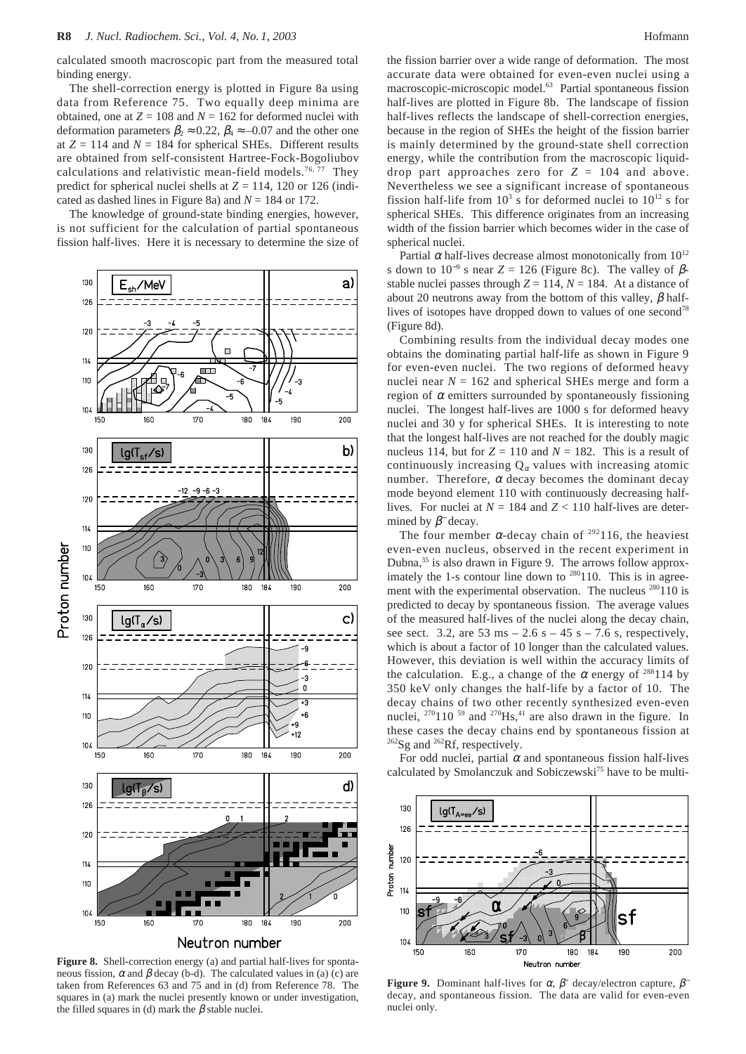calculated smooth macroscopic part from the measured total binding energy.

The shell-correction energy is plotted in Figure 8a using data from Reference 75. Two equally deep minima are obtained, one at $Z = 108$ and $N = 162$ for deformed nuclei with deformation parameters $\beta_2 \approx 0.22$, $\beta_4 \approx -0.07$ and the other one at $Z = 114$ and $N = 184$ for spherical SHEs. Different results are obtained from self-consistent Hartree-Fock-Bogoliubov calculations and relativistic mean-field models.[76, 77] They predict for spherical nuclei shells at $Z = 114$, 120 or 126 (indicated as dashed lines in Figure 8a) and $N = 184$ or 172.

The knowledge of ground-state binding energies, however, is not sufficient for the calculation of partial spontaneous fission half-lives. Here it is necessary to determine the size of the fission barrier over a wide range of deformation. The most accurate data were obtained for even-even nuclei using a macroscopic-microscopic model.[63] Partial spontaneous fission half-lives are plotted in Figure 8b. The landscape of fission half-lives reflects the landscape of shell-correction energies, because in the region of SHEs the height of the fission barrier is mainly determined by the ground-state shell correction energy, while the contribution from the macroscopic liquid-drop part approaches zero for $Z = 104$ and above. Nevertheless we see a significant increase of spontaneous fission half-life from $10^3$ s for deformed nuclei to $10^{12}$ s for spherical SHEs. This difference originates from an increasing width of the fission barrier which becomes wider in the case of spherical nuclei.

Partial $\alpha$ half-lives decrease almost monotonically from $10^{12}$ s down to $10^{-9}$ s near $Z = 126$ (Figure 8c). The valley of $\beta$-stable nuclei passes through $Z = 114$, $N = 184$. At a distance of about 20 neutrons away from the bottom of this valley, $\beta$ half-lives of isotopes have dropped down to values of one second[78] (Figure 8d).

Figure 8. Shell-correction energy (a) and partial half-lives for spontaneous fission, $\alpha$ and $\beta$ decay (b-d). The calculated values in (a) (c) are taken from References 63 and 75 and in (d) from Reference 78. The squares in (a) mark the nuclei presently known or under investigation, the filled squares in (d) mark the $\beta$ stable nuclei.

Combining results from the individual decay modes one obtains the dominating partial half-life as shown in Figure 9 for even-even nuclei. The two regions of deformed heavy nuclei near $N = 162$ and spherical SHEs merge and form a region of $\alpha$ emitters surrounded by spontaneously fissioning nuclei. The longest half-lives are 1000 s for deformed heavy nuclei and 30 y for spherical SHEs. It is interesting to note that the longest half-lives are not reached for the doubly magic nucleus 114, but for $Z = 110$ and $N = 182$. This is a result of continuously increasing $Q_\alpha$ values with increasing atomic number. Therefore, $\alpha$ decay becomes the dominant decay mode beyond element 110 with continuously decreasing half-lives. For nuclei at $N = 184$ and $Z < 110$ half-lives are determined by $\beta^-$ decay.

The four member $\alpha$-decay chain of $^{292}$116, the heaviest even-even nucleus, observed in the recent experiment in Dubna,[35] is also drawn in Figure 9. The arrows follow approximately the 1-s contour line down to $^{280}$110. This is in agreement with the experimental observation. The nucleus $^{280}$110 is predicted to decay by spontaneous fission. The average values of the measured half-lives of the nuclei along the decay chain, see sect. 3.2, are 53 ms – 2.6 s – 45 s – 7.6 s, respectively, which is about a factor of 10 longer than the calculated values. However, this deviation is well within the accuracy limits of the calculation. E.g., a change of the $\alpha$ energy of $^{288}$114 by 350 keV only changes the half-life by a factor of 10. The decay chains of two other recently synthesized even-even nuclei, $^{270}$110 [59] and $^{270}$Hs,[41] are also drawn in the figure. In these cases the decay chains end by spontaneous fission at $^{262}$Sg and $^{262}$Rf, respectively.

For odd nuclei, partial $\alpha$ and spontaneous fission half-lives calculated by Smolanczuk and Sobiczewski[75] have to be multi-

Figure 9. Dominant half-lives for $\alpha$, $\beta^+$ decay/electron capture, $\beta^-$ decay, and spontaneous fission. The data are valid for even-even nuclei only.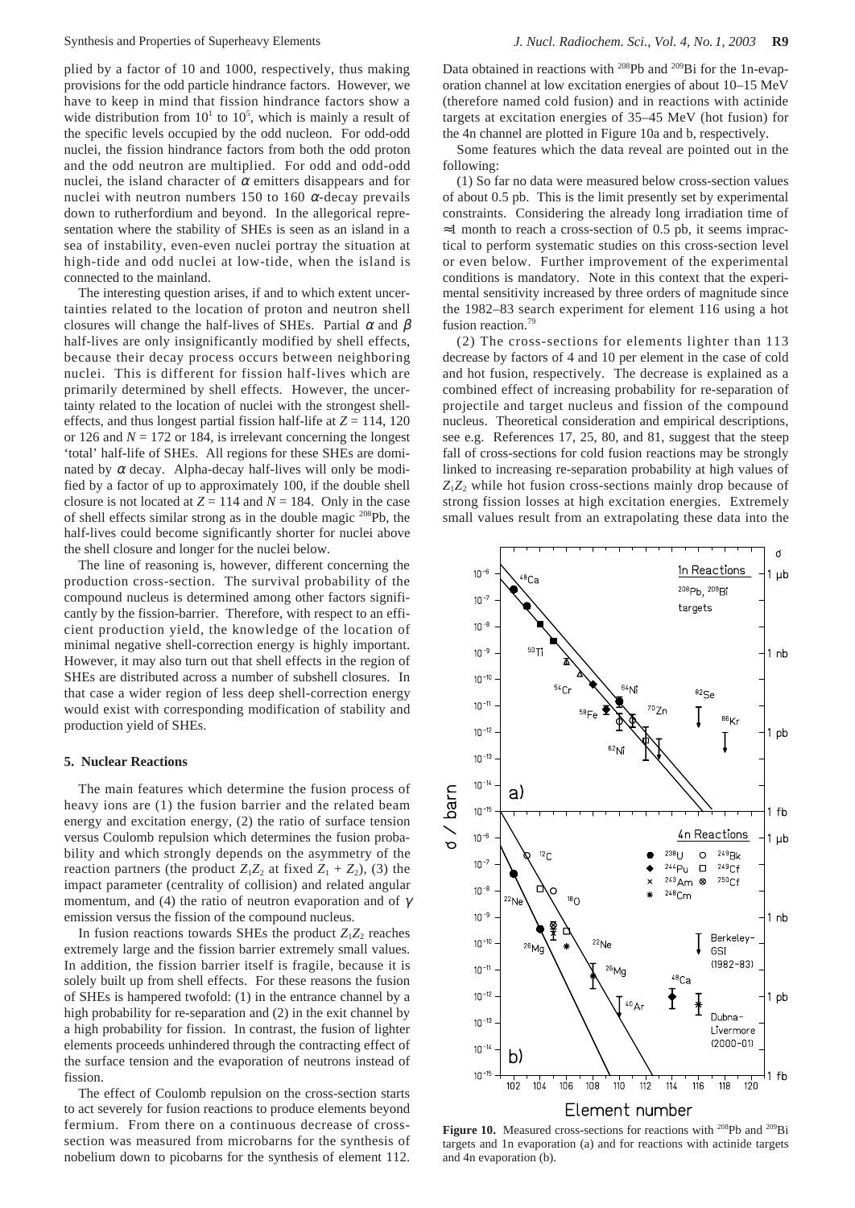plied by a factor of 10 and 1000, respectively, thus making provisions for the odd particle hindrance factors. However, we have to keep in mind that fission hindrance factors show a wide distribution from $10^1$ to $10^5$, which is mainly a result of the specific levels occupied by the odd nucleon. For odd-odd nuclei, the fission hindrance factors from both the odd proton and the odd neutron are multiplied. For odd and odd-odd nuclei, the island character of $\alpha$ emitters disappears and for nuclei with neutron numbers 150 to 160 $\alpha$-decay prevails down to rutherfordium and beyond. In the allegorical representation where the stability of SHEs is seen as an island in a sea of instability, even-even nuclei portray the situation at high-tide and odd nuclei at low-tide, when the island is connected to the mainland.

The interesting question arises, if and to which extent uncertainties related to the location of proton and neutron shell closures will change the half-lives of SHEs. Partial $\alpha$ and $\beta$ half-lives are only insignificantly modified by shell effects, because their decay process occurs between neighboring nuclei. This is different for fission half-lives which are primarily determined by shell effects. However, the uncertainty related to the location of nuclei with the strongest shell-effects, and thus longest partial fission half-life at $Z = 114$, 120 or 126 and $N = 172$ or 184, is irrelevant concerning the longest 'total' half-life of SHEs. All regions for these SHEs are dominated by $\alpha$ decay. Alpha-decay half-lives will only be modified by a factor of up to approximately 100, if the double shell closure is not located at $Z = 114$ and $N = 184$. Only in the case of shell effects similar strong as in the double magic $^{208}$Pb, the half-lives could become significantly shorter for nuclei above the shell closure and longer for the nuclei below.

The line of reasoning is, however, different concerning the production cross-section. The survival probability of the compound nucleus is determined among other factors significantly by the fission-barrier. Therefore, with respect to an efficient production yield, the knowledge of the location of minimal negative shell-correction energy is highly important. However, it may also turn out that shell effects in the region of SHEs are distributed across a number of subshell closures. In that case a wider region of less deep shell-correction energy would exist with corresponding modification of stability and production yield of SHEs.

## 5. Nuclear Reactions

The main features which determine the fusion process of heavy ions are (1) the fusion barrier and the related beam energy and excitation energy, (2) the ratio of surface tension versus Coulomb repulsion which determines the fusion probability and which strongly depends on the asymmetry of the reaction partners (the product $Z_1Z_2$ at fixed $Z_1 + Z_2$), (3) the impact parameter (centrality of collision) and related angular momentum, and (4) the ratio of neutron evaporation and of $\gamma$ emission versus the fission of the compound nucleus.

In fusion reactions towards SHEs the product $Z_1Z_2$ reaches extremely large and the fission barrier extremely small values. In addition, the fission barrier itself is fragile, because it is solely built up from shell effects. For these reasons the fusion of SHEs is hampered twofold: (1) in the entrance channel by a high probability for re-separation and (2) in the exit channel by a high probability for fission. In contrast, the fusion of lighter elements proceeds unhindered through the contracting effect of the surface tension and the evaporation of neutrons instead of fission.

The effect of Coulomb repulsion on the cross-section starts to act severely for fusion reactions to produce elements beyond fermium. From there on a continuous decrease of cross-section was measured from microbarns for the synthesis of nobelium down to picobarns for the synthesis of element 112. Data obtained in reactions with $^{208}$Pb and $^{209}$Bi for the 1n-evaporation channel at low excitation energies of about 10–15 MeV (therefore named cold fusion) and in reactions with actinide targets at excitation energies of 35–45 MeV (hot fusion) for the 4n channel are plotted in Figure 10a and b, respectively.

Some features which the data reveal are pointed out in the following:

(1) So far no data were measured below cross-section values of about 0.5 pb. This is the limit presently set by experimental constraints. Considering the already long irradiation time of ≈1 month to reach a cross-section of 0.5 pb, it seems impractical to perform systematic studies on this cross-section level or even below. Further improvement of the experimental conditions is mandatory. Note in this context that the experimental sensitivity increased by three orders of magnitude since the 1982–83 search experiment for element 116 using a hot fusion reaction.[79]

(2) The cross-sections for elements lighter than 113 decrease by factors of 4 and 10 per element in the case of cold and hot fusion, respectively. The decrease is explained as a combined effect of increasing probability for re-separation of projectile and target nucleus and fission of the compound nucleus. Theoretical consideration and empirical descriptions, see e.g. References 17, 25, 80, and 81, suggest that the steep fall of cross-sections for cold fusion reactions may be strongly linked to increasing re-separation probability at high values of $Z_1Z_2$ while hot fusion cross-sections mainly drop because of strong fission losses at high excitation energies. Extremely small values result from an extrapolating these data into the

**Figure 10.** Measured cross-sections for reactions with $^{208}$Pb and $^{209}$Bi targets and 1n evaporation (a) and for reactions with actinide targets and 4n evaporation (b).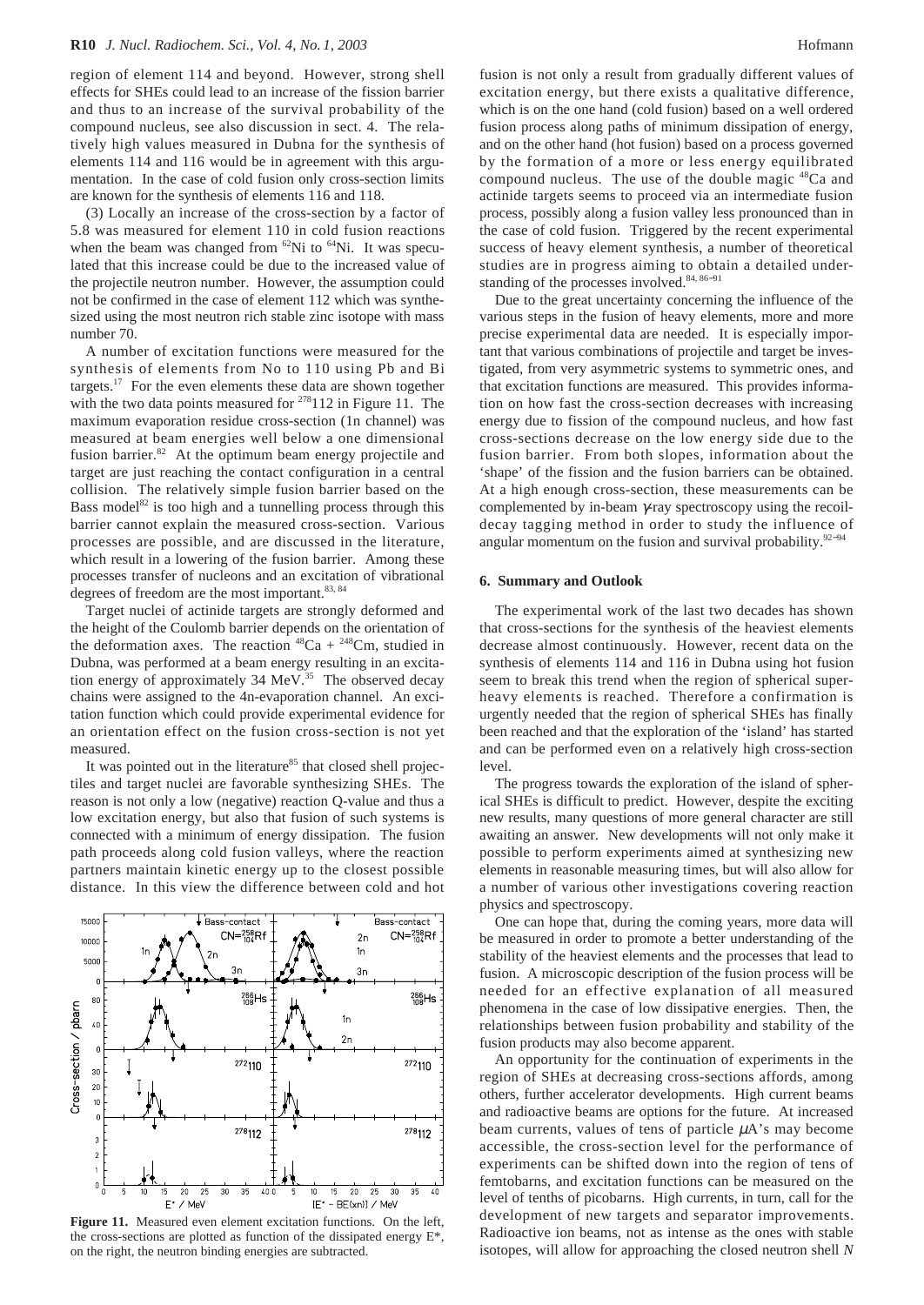region of element 114 and beyond. However, strong shell effects for SHEs could lead to an increase of the fission barrier and thus to an increase of the survival probability of the compound nucleus, see also discussion in sect. 4. The relatively high values measured in Dubna for the synthesis of elements 114 and 116 would be in agreement with this argumentation. In the case of cold fusion only cross-section limits are known for the synthesis of elements 116 and 118.

(3) Locally an increase of the cross-section by a factor of 5.8 was measured for element 110 in cold fusion reactions when the beam was changed from $^{62}$Ni to $^{64}$Ni. It was speculated that this increase could be due to the increased value of the projectile neutron number. However, the assumption could not be confirmed in the case of element 112 which was synthesized using the most neutron rich stable zinc isotope with mass number 70.

A number of excitation functions were measured for the synthesis of elements from No to 110 using Pb and Bi targets.[17] For the even elements these data are shown together with the two data points measured for $^{278}$112 in Figure 11. The maximum evaporation residue cross-section (1n channel) was measured at beam energies well below a one dimensional fusion barrier.[82] At the optimum beam energy projectile and target are just reaching the contact configuration in a central collision. The relatively simple fusion barrier based on the Bass model[82] is too high and a tunnelling process through this barrier cannot explain the measured cross-section. Various processes are possible, and are discussed in the literature, which result in a lowering of the fusion barrier. Among these processes transfer of nucleons and an excitation of vibrational degrees of freedom are the most important.[83, 84]

Target nuclei of actinide targets are strongly deformed and the height of the Coulomb barrier depends on the orientation of the deformation axes. The reaction $^{48}$Ca + $^{248}$Cm, studied in Dubna, was performed at a beam energy resulting in an excitation energy of approximately 34 MeV.[35] The observed decay chains were assigned to the 4n-evaporation channel. An excitation function which could provide experimental evidence for an orientation effect on the fusion cross-section is not yet measured.

It was pointed out in the literature[85] that closed shell projectiles and target nuclei are favorable synthesizing SHEs. The reason is not only a low (negative) reaction Q-value and thus a low excitation energy, but also that fusion of such systems is connected with a minimum of energy dissipation. The fusion path proceeds along cold fusion valleys, where the reaction partners maintain kinetic energy up to the closest possible distance. In this view the difference between cold and hot fusion is not only a result from gradually different values of excitation energy, but there exists a qualitative difference, which is on the one hand (cold fusion) based on a well ordered fusion process along paths of minimum dissipation of energy, and on the other hand (hot fusion) based on a process governed by the formation of a more or less energy equilibrated compound nucleus. The use of the double magic $^{48}$Ca and actinide targets seems to proceed via an intermediate fusion process, possibly along a fusion valley less pronounced than in the case of cold fusion. Triggered by the recent experimental success of heavy element synthesis, a number of theoretical studies are in progress aiming to obtain a detailed understanding of the processes involved.[84, 86–91]

Due to the great uncertainty concerning the influence of the various steps in the fusion of heavy elements, more and more precise experimental data are needed. It is especially important that various combinations of projectile and target be investigated, from very asymmetric systems to symmetric ones, and that excitation functions are measured. This provides information on how fast the cross-section decreases with increasing energy due to fission of the compound nucleus, and how fast cross-sections decrease on the low energy side due to the fusion barrier. From both slopes, information about the 'shape' of the fission and the fusion barriers can be obtained. At a high enough cross-section, these measurements can be complemented by in-beam γ-ray spectroscopy using the recoil-decay tagging method in order to study the influence of angular momentum on the fusion and survival probability.[92–94]

Bass-contact
CN=$^{258}_{104}$Rf
1n
2n
3n
$^{266}_{108}$Hs
$^{272}$110
$^{278}$112
Cross-section / pbarn
E* / MeV
[E* − BE(xn)] / MeV

**Figure 11.** Measured even element excitation functions. On the left, the cross-sections are plotted as function of the dissipated energy E*, on the right, the neutron binding energies are subtracted.

## 6. Summary and Outlook

The experimental work of the last two decades has shown that cross-sections for the synthesis of the heaviest elements decrease almost continuously. However, recent data on the synthesis of elements 114 and 116 in Dubna using hot fusion seem to break this trend when the region of spherical superheavy elements is reached. Therefore a confirmation is urgently needed that the region of spherical SHEs has finally been reached and that the exploration of the 'island' has started and can be performed even on a relatively high cross-section level.

The progress towards the exploration of the island of spherical SHEs is difficult to predict. However, despite the exciting new results, many questions of more general character are still awaiting an answer. New developments will not only make it possible to perform experiments aimed at synthesizing new elements in reasonable measuring times, but will also allow for a number of various other investigations covering reaction physics and spectroscopy.

One can hope that, during the coming years, more data will be measured in order to promote a better understanding of the stability of the heaviest elements and the processes that lead to fusion. A microscopic description of the fusion process will be needed for an effective explanation of all measured phenomena in the case of low dissipative energies. Then, the relationships between fusion probability and stability of the fusion products may also become apparent.

An opportunity for the continuation of experiments in the region of SHEs at decreasing cross-sections affords, among others, further accelerator developments. High current beams and radioactive beams are options for the future. At increased beam currents, values of tens of particle μA's may become accessible, the cross-section level for the performance of experiments can be shifted down into the region of tens of femtobarns, and excitation functions can be measured on the level of tenths of picobarns. High currents, in turn, call for the development of new targets and separator improvements. Radioactive ion beams, not as intense as the ones with stable isotopes, will allow for approaching the closed neutron shell *N*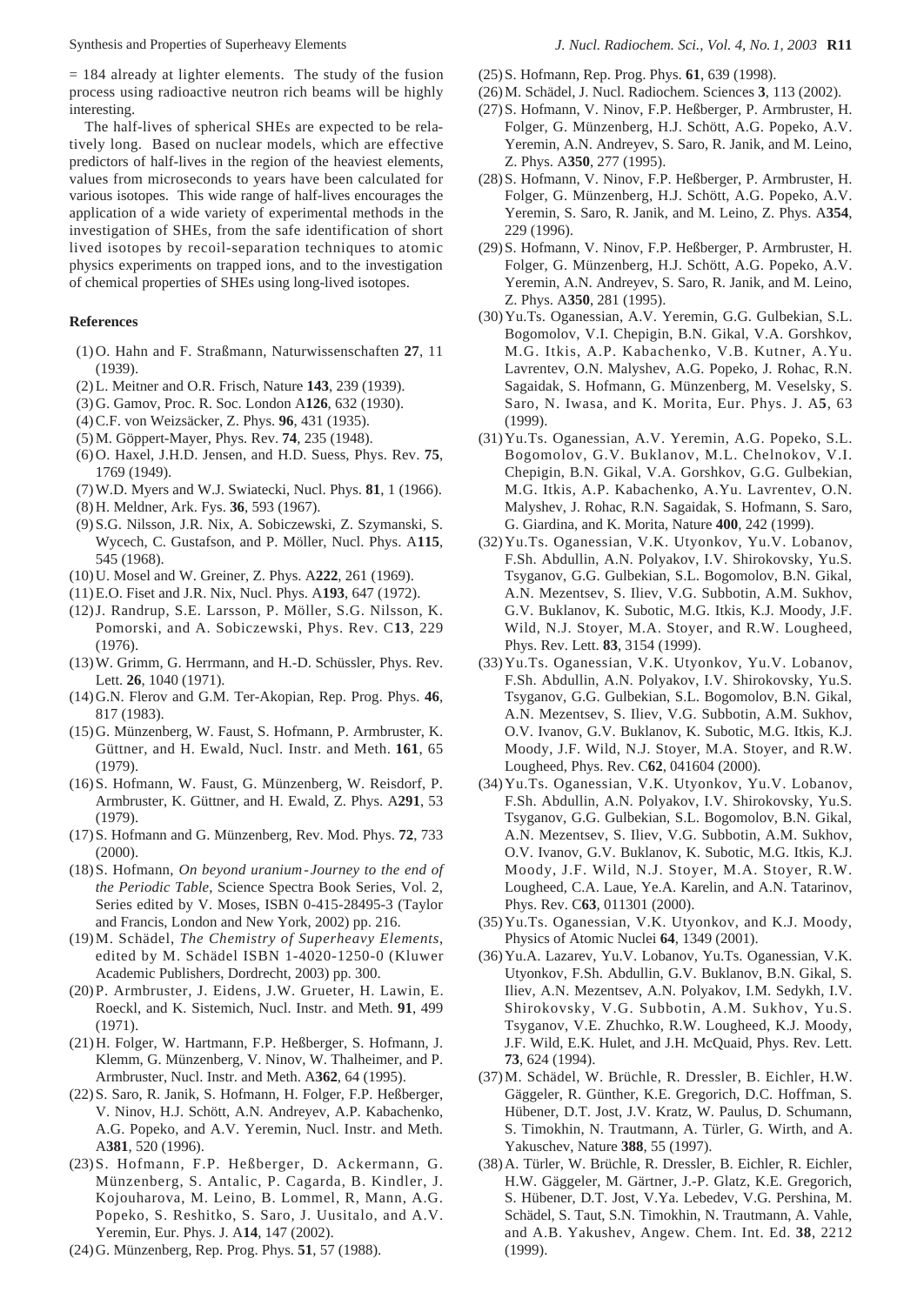= 184 already at lighter elements. The study of the fusion process using radioactive neutron rich beams will be highly interesting.

The half-lives of spherical SHEs are expected to be relatively long. Based on nuclear models, which are effective predictors of half-lives in the region of the heaviest elements, values from microseconds to years have been calculated for various isotopes. This wide range of half-lives encourages the application of a wide variety of experimental methods in the investigation of SHEs, from the safe identification of short lived isotopes by recoil-separation techniques to atomic physics experiments on trapped ions, and to the investigation of chemical properties of SHEs using long-lived isotopes.

#### References

(1) O. Hahn and F. Straßmann, Naturwissenschaften **27**, 11 (1939).
(2) L. Meitner and O.R. Frisch, Nature **143**, 239 (1939).
(3) G. Gamov, Proc. R. Soc. London A**126**, 632 (1930).
(4) C.F. von Weizsäcker, Z. Phys. **96**, 431 (1935).
(5) M. Göppert-Mayer, Phys. Rev. **74**, 235 (1948).
(6) O. Haxel, J.H.D. Jensen, and H.D. Suess, Phys. Rev. **75**, 1769 (1949).
(7) W.D. Myers and W.J. Swiatecki, Nucl. Phys. **81**, 1 (1966).
(8) H. Meldner, Ark. Fys. **36**, 593 (1967).
(9) S.G. Nilsson, J.R. Nix, A. Sobiczewski, Z. Szymanski, S. Wycech, C. Gustafson, and P. Möller, Nucl. Phys. A**115**, 545 (1968).
(10) U. Mosel and W. Greiner, Z. Phys. A**222**, 261 (1969).
(11) E.O. Fiset and J.R. Nix, Nucl. Phys. A**193**, 647 (1972).
(12) J. Randrup, S.E. Larsson, P. Möller, S.G. Nilsson, K. Pomorski, and A. Sobiczewski, Phys. Rev. C**13**, 229 (1976).
(13) W. Grimm, G. Herrmann, and H.-D. Schüssler, Phys. Rev. Lett. **26**, 1040 (1971).
(14) G.N. Flerov and G.M. Ter-Akopian, Rep. Prog. Phys. **46**, 817 (1983).
(15) G. Münzenberg, W. Faust, S. Hofmann, P. Armbruster, K. Güttner, and H. Ewald, Nucl. Instr. and Meth. **161**, 65 (1979).
(16) S. Hofmann, W. Faust, G. Münzenberg, W. Reisdorf, P. Armbruster, K. Güttner, and H. Ewald, Z. Phys. A**291**, 53 (1979).
(17) S. Hofmann and G. Münzenberg, Rev. Mod. Phys. **72**, 733 (2000).
(18) S. Hofmann, *On beyond uranium-Journey to the end of the Periodic Table*, Science Spectra Book Series, Vol. 2, Series edited by V. Moses, ISBN 0-415-28495-3 (Taylor and Francis, London and New York, 2002) pp. 216.
(19) M. Schädel, *The Chemistry of Superheavy Elements*, edited by M. Schädel ISBN 1-4020-1250-0 (Kluwer Academic Publishers, Dordrecht, 2003) pp. 300.
(20) P. Armbruster, J. Eidens, J.W. Grueter, H. Lawin, E. Roeckl, and K. Sistemich, Nucl. Instr. and Meth. **91**, 499 (1971).
(21) H. Folger, W. Hartmann, F.P. Heßberger, S. Hofmann, J. Klemm, G. Münzenberg, V. Ninov, W. Thalheimer, and P. Armbruster, Nucl. Instr. and Meth. A**362**, 64 (1995).
(22) S. Saro, R. Janik, S. Hofmann, H. Folger, F.P. Heßberger, V. Ninov, H.J. Schött, A.N. Andreyev, A.P. Kabachenko, A.G. Popeko, and A.V. Yeremin, Nucl. Instr. and Meth. A**381**, 520 (1996).
(23) S. Hofmann, F.P. Heßberger, D. Ackermann, G. Münzenberg, S. Antalic, P. Cagarda, B. Kindler, J. Kojouharova, M. Leino, B. Lommel, R, Mann, A.G. Popeko, S. Reshitko, S. Saro, J. Uusitalo, and A.V. Yeremin, Eur. Phys. J. A**14**, 147 (2002).
(24) G. Münzenberg, Rep. Prog. Phys. **51**, 57 (1988).
(25) S. Hofmann, Rep. Prog. Phys. **61**, 639 (1998).
(26) M. Schädel, J. Nucl. Radiochem. Sciences **3**, 113 (2002).
(27) S. Hofmann, V. Ninov, F.P. Heßberger, P. Armbruster, H. Folger, G. Münzenberg, H.J. Schött, A.G. Popeko, A.V. Yeremin, A.N. Andreyev, S. Saro, R. Janik, and M. Leino, Z. Phys. A**350**, 277 (1995).
(28) S. Hofmann, V. Ninov, F.P. Heßberger, P. Armbruster, H. Folger, G. Münzenberg, H.J. Schött, A.G. Popeko, A.V. Yeremin, S. Saro, R. Janik, and M. Leino, Z. Phys. A**354**, 229 (1996).
(29) S. Hofmann, V. Ninov, F.P. Heßberger, P. Armbruster, H. Folger, G. Münzenberg, H.J. Schött, A.G. Popeko, A.V. Yeremin, A.N. Andreyev, S. Saro, R. Janik, and M. Leino, Z. Phys. A**350**, 281 (1995).
(30) Yu.Ts. Oganessian, A.V. Yeremin, G.G. Gulbekian, S.L. Bogomolov, V.I. Chepigin, B.N. Gikal, V.A. Gorshkov, M.G. Itkis, A.P. Kabachenko, V.B. Kutner, A.Yu. Lavrentev, O.N. Malyshev, A.G. Popeko, J. Rohac, R.N. Sagaidak, S. Hofmann, G. Münzenberg, M. Veselsky, S. Saro, N. Iwasa, and K. Morita, Eur. Phys. J. A**5**, 63 (1999).
(31) Yu.Ts. Oganessian, A.V. Yeremin, A.G. Popeko, S.L. Bogomolov, G.V. Buklanov, M.L. Chelnokov, V.I. Chepigin, B.N. Gikal, V.A. Gorshkov, G.G. Gulbekian, M.G. Itkis, A.P. Kabachenko, A.Yu. Lavrentev, O.N. Malyshev, J. Rohac, R.N. Sagaidak, S. Hofmann, S. Saro, G. Giardina, and K. Morita, Nature **400**, 242 (1999).
(32) Yu.Ts. Oganessian, V.K. Utyonkov, Yu.V. Lobanov, F.Sh. Abdullin, A.N. Polyakov, I.V. Shirokovsky, Yu.S. Tsyganov, G.G. Gulbekian, S.L. Bogomolov, B.N. Gikal, A.N. Mezentsev, S. Iliev, V.G. Subbotin, A.M. Sukhov, G.V. Buklanov, K. Subotic, M.G. Itkis, K.J. Moody, J.F. Wild, N.J. Stoyer, M.A. Stoyer, and R.W. Lougheed, Phys. Rev. Lett. **83**, 3154 (1999).
(33) Yu.Ts. Oganessian, V.K. Utyonkov, Yu.V. Lobanov, F.Sh. Abdullin, A.N. Polyakov, I.V. Shirokovsky, Yu.S. Tsyganov, G.G. Gulbekian, S.L. Bogomolov, B.N. Gikal, A.N. Mezentsev, S. Iliev, V.G. Subbotin, A.M. Sukhov, O.V. Ivanov, G.V. Buklanov, K. Subotic, M.G. Itkis, K.J. Moody, J.F. Wild, N.J. Stoyer, M.A. Stoyer, and R.W. Lougheed, Phys. Rev. C**62**, 041604 (2000).
(34) Yu.Ts. Oganessian, V.K. Utyonkov, Yu.V. Lobanov, F.Sh. Abdullin, A.N. Polyakov, I.V. Shirokovsky, Yu.S. Tsyganov, G.G. Gulbekian, S.L. Bogomolov, B.N. Gikal, A.N. Mezentsev, S. Iliev, V.G. Subbotin, A.M. Sukhov, O.V. Ivanov, G.V. Buklanov, K. Subotic, M.G. Itkis, K.J. Moody, J.F. Wild, N.J. Stoyer, M.A. Stoyer, R.W. Lougheed, C.A. Laue, Ye.A. Karelin, and A.N. Tatarinov, Phys. Rev. C**63**, 011301 (2000).
(35) Yu.Ts. Oganessian, V.K. Utyonkov, and K.J. Moody, Physics of Atomic Nuclei **64**, 1349 (2001).
(36) Yu.A. Lazarev, Yu.V. Lobanov, Yu.Ts. Oganessian, V.K. Utyonkov, F.Sh. Abdullin, G.V. Buklanov, B.N. Gikal, S. Iliev, A.N. Mezentsev, A.N. Polyakov, I.M. Sedykh, I.V. Shirokovsky, V.G. Subbotin, A.M. Sukhov, Yu.S. Tsyganov, V.E. Zhuchko, R.W. Lougheed, K.J. Moody, J.F. Wild, E.K. Hulet, and J.H. McQuaid, Phys. Rev. Lett. **73**, 624 (1994).
(37) M. Schädel, W. Brüchle, R. Dressler, B. Eichler, H.W. Gäggeler, R. Günther, K.E. Gregorich, D.C. Hoffman, S. Hübener, D.T. Jost, J.V. Kratz, W. Paulus, D. Schumann, S. Timokhin, N. Trautmann, A. Türler, G. Wirth, and A. Yakuschev, Nature **388**, 55 (1997).
(38) A. Türler, W. Brüchle, R. Dressler, B. Eichler, R. Eichler, H.W. Gäggeler, M. Gärtner, J.-P. Glatz, K.E. Gregorich, S. Hübener, D.T. Jost, V.Ya. Lebedev, V.G. Pershina, M. Schädel, S. Taut, S.N. Timokhin, N. Trautmann, A. Vahle, and A.B. Yakushev, Angew. Chem. Int. Ed. **38**, 2212 (1999).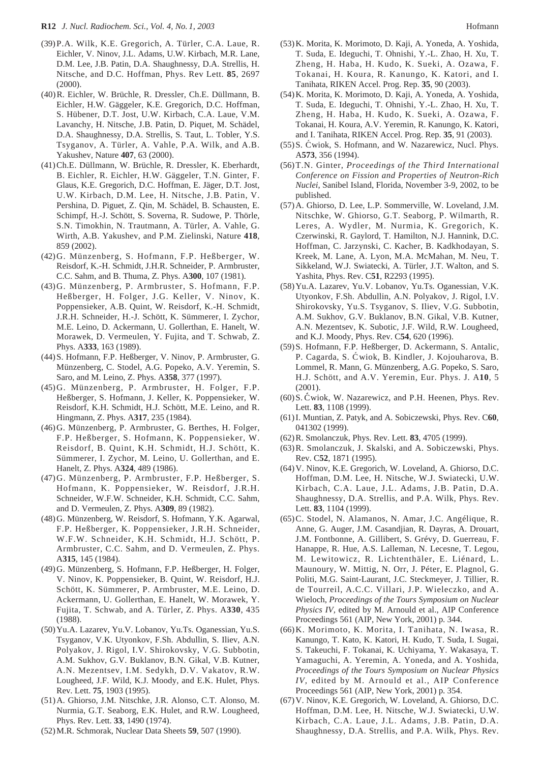(39) P.A. Wilk, K.E. Gregorich, A. Türler, C.A. Laue, R. Eichler, V. Ninov, J.L. Adams, U.W. Kirbach, M.R. Lane, D.M. Lee, J.B. Patin, D.A. Shaughnessy, D.A. Strellis, H. Nitsche, and D.C. Hoffman, Phys. Rev Lett. **85**, 2697 (2000).

(40) R. Eichler, W. Brüchle, R. Dressler, Ch.E. Düllmann, B. Eichler, H.W. Gäggeler, K.E. Gregorich, D.C. Hoffman, S. Hübener, D.T. Jost, U.W. Kirbach, C.A. Laue, V.M. Lavanchy, H. Nitsche, J.B. Patin, D. Piquet, M. Schädel, D.A. Shaughnessy, D.A. Strellis, S. Taut, L. Tobler, Y.S. Tsyganov, A. Türler, A. Vahle, P.A. Wilk, and A.B. Yakushev, Nature **407**, 63 (2000).

(41) Ch.E. Düllmann, W. Brüchle, R. Dressler, K. Eberhardt, B. Eichler, R. Eichler, H.W. Gäggeler, T.N. Ginter, F. Glaus, K.E. Gregorich, D.C. Hoffman, E. Jäger, D.T. Jost, U.W. Kirbach, D.M. Lee, H. Nitsche, J.B. Patin, V. Pershina, D. Piguet, Z. Qin, M. Schädel, B. Schausten, E. Schimpf, H.-J. Schött, S. Soverna, R. Sudowe, P. Thörle, S.N. Timokhin, N. Trautmann, A. Türler, A. Vahle, G. Wirth, A.B. Yakushev, and P.M. Zielinski, Nature **418**, 859 (2002).

(42) G. Münzenberg, S. Hofmann, F.P. Heßberger, W. Reisdorf, K.-H. Schmidt, J.H.R. Schneider, P. Armbruster, C.C. Sahm, and B. Thuma, Z. Phys. A**300**, 107 (1981).

(43) G. Münzenberg, P. Armbruster, S. Hofmann, F.P. Heßberger, H. Folger, J.G. Keller, V. Ninov, K. Poppensieker, A.B. Quint, W. Reisdorf, K.-H. Schmidt, J.R.H. Schneider, H.-J. Schött, K. Sümmerer, I. Zychor, M.E. Leino, D. Ackermann, U. Gollerthan, E. Hanelt, W. Morawek, D. Vermeulen, Y. Fujita, and T. Schwab, Z. Phys. A**333**, 163 (1989).

(44) S. Hofmann, F.P. Heßberger, V. Ninov, P. Armbruster, G. Münzenberg, C. Stodel, A.G. Popeko, A.V. Yeremin, S. Saro, and M. Leino, Z. Phys. A**358**, 377 (1997).

(45) G. Münzenberg, P. Armbruster, H. Folger, F.P. Heßberger, S. Hofmann, J. Keller, K. Poppensieker, W. Reisdorf, K.H. Schmidt, H.J. Schött, M.E. Leino, and R. Hingmann, Z. Phys. A**317**, 235 (1984).

(46) G. Münzenberg, P. Armbruster, G. Berthes, H. Folger, F.P. Heßberger, S. Hofmann, K. Poppensieker, W. Reisdorf, B. Quint, K.H. Schmidt, H.J. Schött, K. Sümmerer, I. Zychor, M. Leino, U. Gollerthan, and E. Hanelt, Z. Phys. A**324**, 489 (1986).

(47) G. Münzenberg, P. Armbruster, F.P. Heßberger, S. Hofmann, K. Poppensieker, W. Reisdorf, J.R.H. Schneider, W.F.W. Schneider, K.H. Schmidt, C.C. Sahm, and D. Vermeulen, Z. Phys. A**309**, 89 (1982).

(48) G. Münzenberg, W. Reisdorf, S. Hofmann, Y.K. Agarwal, F.P. Heßberger, K. Poppensieker, J.R.H. Schneider, W.F.W. Schneider, K.H. Schmidt, H.J. Schött, P. Armbruster, C.C. Sahm, and D. Vermeulen, Z. Phys. A**315**, 145 (1984).

(49) G. Münzenberg, S. Hofmann, F.P. Heßberger, H. Folger, V. Ninov, K. Poppensieker, B. Quint, W. Reisdorf, H.J. Schött, K. Sümmerer, P. Armbruster, M.E. Leino, D. Ackermann, U. Gollerthan, E. Hanelt, W. Morawek, Y. Fujita, T. Schwab, and A. Türler, Z. Phys. A**330**, 435 (1988).

(50) Yu.A. Lazarev, Yu.V. Lobanov, Yu.Ts. Oganessian, Yu.S. Tsyganov, V.K. Utyonkov, F.Sh. Abdullin, S. Iliev, A.N. Polyakov, J. Rigol, I.V. Shirokovsky, V.G. Subbotin, A.M. Sukhov, G.V. Buklanov, B.N. Gikal, V.B. Kutner, A.N. Mezentsev, I.M. Sedykh, D.V. Vakatov, R.W. Lougheed, J.F. Wild, K.J. Moody, and E.K. Hulet, Phys. Rev. Lett. **75**, 1903 (1995).

(51) A. Ghiorso, J.M. Nitschke, J.R. Alonso, C.T. Alonso, M. Nurmia, G.T. Seaborg, E.K. Hulet, and R.W. Lougheed, Phys. Rev. Lett. **33**, 1490 (1974).

(52) M.R. Schmorak, Nuclear Data Sheets **59**, 507 (1990).

(53) K. Morita, K. Morimoto, D. Kaji, A. Yoneda, A. Yoshida, T. Suda, E. Ideguchi, T. Ohnishi, Y.-L. Zhao, H. Xu, T. Zheng, H. Haba, H. Kudo, K. Sueki, A. Ozawa, F. Tokanai, H. Koura, R. Kanungo, K. Katori, and I. Tanihata, RIKEN Accel. Prog. Rep. **35**, 90 (2003).

(54) K. Morita, K. Morimoto, D. Kaji, A. Yoneda, A. Yoshida, T. Suda, E. Ideguchi, T. Ohnishi, Y.-L. Zhao, H. Xu, T. Zheng, H. Haba, H. Kudo, K. Sueki, A. Ozawa, F. Tokanai, H. Koura, A.V. Yeremin, R. Kanungo, K. Katori, and I. Tanihata, RIKEN Accel. Prog. Rep. **35**, 91 (2003).

(55) S. Ćwiok, S. Hofmann, and W. Nazarewicz, Nucl. Phys. A**573**, 356 (1994).

(56) T.N. Ginter, *Proceedings of the Third International Conference on Fission and Properties of Neutron-Rich Nuclei*, Sanibel Island, Florida, November 3-9, 2002, to be published.

(57) A. Ghiorso, D. Lee, L.P. Sommerville, W. Loveland, J.M. Nitschke, W. Ghiorso, G.T. Seaborg, P. Wilmarth, R. Leres, A. Wydler, M. Nurmia, K. Gregorich, K. Czerwinski, R. Gaylord, T. Hamilton, N.J. Hannink, D.C. Hoffman, C. Jarzynski, C. Kacher, B. Kadkhodayan, S. Kreek, M. Lane, A. Lyon, M.A. McMahan, M. Neu, T. Sikkeland, W.J. Swiatecki, A. Türler, J.T. Walton, and S. Yashita, Phys. Rev. C**51**, R2293 (1995).

(58) Yu.A. Lazarev, Yu.V. Lobanov, Yu.Ts. Oganessian, V.K. Utyonkov, F.Sh. Abdullin, A.N. Polyakov, J. Rigol, I.V. Shirokovsky, Yu.S. Tsyganov, S. Iliev, V.G. Subbotin, A.M. Sukhov, G.V. Buklanov, B.N. Gikal, V.B. Kutner, A.N. Mezentsev, K. Subotic, J.F. Wild, R.W. Lougheed, and K.J. Moody, Phys. Rev. C**54**, 620 (1996).

(59) S. Hofmann, F.P. Heßberger, D. Ackermann, S. Antalic, P. Cagarda, S. Ćwiok, B. Kindler, J. Kojouharova, B. Lommel, R. Mann, G. Münzenberg, A.G. Popeko, S. Saro, H.J. Schött, and A.V. Yeremin, Eur. Phys. J. A**10**, 5 (2001).

(60) S. Ćwiok, W. Nazarewicz, and P.H. Heenen, Phys. Rev. Lett. **83**, 1108 (1999).

(61) I. Muntian, Z. Patyk, and A. Sobiczewski, Phys. Rev. C**60**, 041302 (1999).

(62) R. Smolanczuk, Phys. Rev. Lett. **83**, 4705 (1999).

(63) R. Smolanczuk, J. Skalski, and A. Sobiczewski, Phys. Rev. C**52**, 1871 (1995).

(64) V. Ninov, K.E. Gregorich, W. Loveland, A. Ghiorso, D.C. Hoffman, D.M. Lee, H. Nitsche, W.J. Swiatecki, U.W. Kirbach, C.A. Laue, J.L. Adams, J.B. Patin, D.A. Shaughnessy, D.A. Strellis, and P.A. Wilk, Phys. Rev. Lett. **83**, 1104 (1999).

(65) C. Stodel, N. Alamanos, N. Amar, J.C. Angélique, R. Anne, G. Auger, J.M. Casandjian, R. Dayras, A. Drouart, J.M. Fontbonne, A. Gillibert, S. Grévy, D. Guerreau, F. Hanappe, R. Hue, A.S. Lalleman, N. Lecesne, T. Legou, M. Lewitowicz, R. Lichtenthäler, E. Liénard, L. Maunoury, W. Mittig, N. Orr, J. Péter, E. Plagnol, G. Politi, M.G. Saint-Laurant, J.C. Steckmeyer, J. Tillier, R. de Tourreil, A.C.C. Villari, J.P. Wieleczko, and A. Wieloch, *Proceedings of the Tours Symposium on Nuclear Physics IV*, edited by M. Arnould et al., AIP Conference Proceedings 561 (AIP, New York, 2001) p. 344.

(66) K. Morimoto, K. Morita, I. Tanihata, N. Iwasa, R. Kanungo, T. Kato, K. Katori, H. Kudo, T. Suda, I. Sugai, S. Takeuchi, F. Tokanai, K. Uchiyama, Y. Wakasaya, T. Yamaguchi, A. Yeremin, A. Yoneda, and A. Yoshida, *Proceedings of the Tours Symposium on Nuclear Physics IV*, edited by M. Arnould et al., AIP Conference Proceedings 561 (AIP, New York, 2001) p. 354.

(67) V. Ninov, K.E. Gregorich, W. Loveland, A. Ghiorso, D.C. Hoffman, D.M. Lee, H. Nitsche, W.J. Swiatecki, U.W. Kirbach, C.A. Laue, J.L. Adams, J.B. Patin, D.A. Shaughnessy, D.A. Strellis, and P.A. Wilk, Phys. Rev.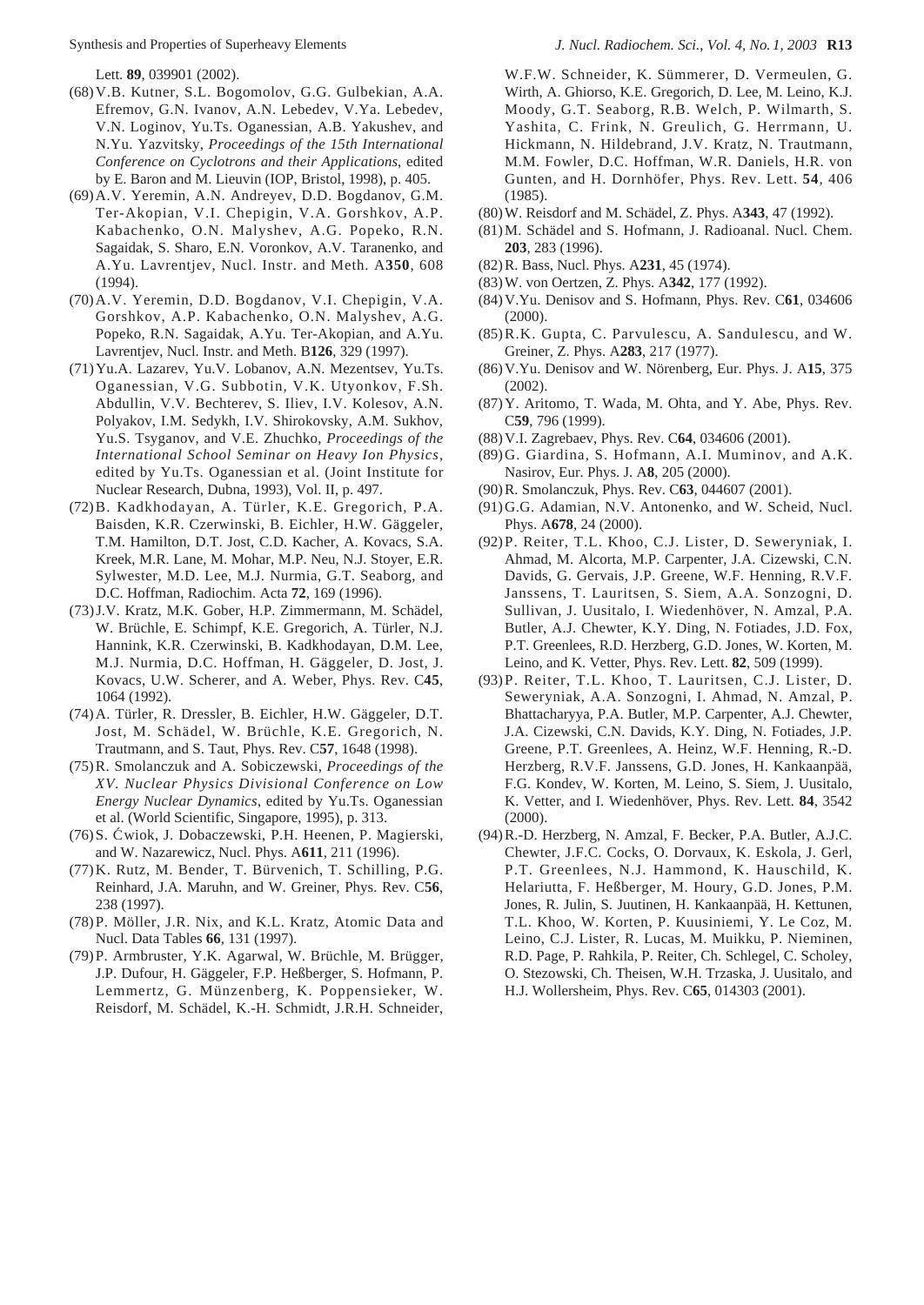Lett. **89**, 039901 (2002).

(68) V.B. Kutner, S.L. Bogomolov, G.G. Gulbekian, A.A. Efremov, G.N. Ivanov, A.N. Lebedev, V.Ya. Lebedev, V.N. Loginov, Yu.Ts. Oganessian, A.B. Yakushev, and N.Yu. Yazvitsky, *Proceedings of the 15th International Conference on Cyclotrons and their Applications*, edited by E. Baron and M. Lieuvin (IOP, Bristol, 1998), p. 405.

(69) A.V. Yeremin, A.N. Andreyev, D.D. Bogdanov, G.M. Ter-Akopian, V.I. Chepigin, V.A. Gorshkov, A.P. Kabachenko, O.N. Malyshev, A.G. Popeko, R.N. Sagaidak, S. Sharo, E.N. Voronkov, A.V. Taranenko, and A.Yu. Lavrentjev, Nucl. Instr. and Meth. A**350**, 608 (1994).

(70) A.V. Yeremin, D.D. Bogdanov, V.I. Chepigin, V.A. Gorshkov, A.P. Kabachenko, O.N. Malyshev, A.G. Popeko, R.N. Sagaidak, A.Yu. Ter-Akopian, and A.Yu. Lavrentjev, Nucl. Instr. and Meth. B**126**, 329 (1997).

(71) Yu.A. Lazarev, Yu.V. Lobanov, A.N. Mezentsev, Yu.Ts. Oganessian, V.G. Subbotin, V.K. Utyonkov, F.Sh. Abdullin, V.V. Bechterev, S. Iliev, I.V. Kolesov, A.N. Polyakov, I.M. Sedykh, I.V. Shirokovsky, A.M. Sukhov, Yu.S. Tsyganov, and V.E. Zhuchko, *Proceedings of the International School Seminar on Heavy Ion Physics*, edited by Yu.Ts. Oganessian et al. (Joint Institute for Nuclear Research, Dubna, 1993), Vol. II, p. 497.

(72) B. Kadkhodayan, A. Türler, K.E. Gregorich, P.A. Baisden, K.R. Czerwinski, B. Eichler, H.W. Gäggeler, T.M. Hamilton, D.T. Jost, C.D. Kacher, A. Kovacs, S.A. Kreek, M.R. Lane, M. Mohar, M.P. Neu, N.J. Stoyer, E.R. Sylwester, M.D. Lee, M.J. Nurmia, G.T. Seaborg, and D.C. Hoffman, Radiochim. Acta **72**, 169 (1996).

(73) J.V. Kratz, M.K. Gober, H.P. Zimmermann, M. Schädel, W. Brüchle, E. Schimpf, K.E. Gregorich, A. Türler, N.J. Hannink, K.R. Czerwinski, B. Kadkhodayan, D.M. Lee, M.J. Nurmia, D.C. Hoffman, H. Gäggeler, D. Jost, J. Kovacs, U.W. Scherer, and A. Weber, Phys. Rev. C**45**, 1064 (1992).

(74) A. Türler, R. Dressler, B. Eichler, H.W. Gäggeler, D.T. Jost, M. Schädel, W. Brüchle, K.E. Gregorich, N. Trautmann, and S. Taut, Phys. Rev. C**57**, 1648 (1998).

(75) R. Smolanczuk and A. Sobiczewski, *Proceedings of the XV. Nuclear Physics Divisional Conference on Low Energy Nuclear Dynamics*, edited by Yu.Ts. Oganessian et al. (World Scientific, Singapore, 1995), p. 313.

(76) S. Ćwiok, J. Dobaczewski, P.H. Heenen, P. Magierski, and W. Nazarewicz, Nucl. Phys. A**611**, 211 (1996).

(77) K. Rutz, M. Bender, T. Bürvenich, T. Schilling, P.G. Reinhard, J.A. Maruhn, and W. Greiner, Phys. Rev. C**56**, 238 (1997).

(78) P. Möller, J.R. Nix, and K.L. Kratz, Atomic Data and Nucl. Data Tables **66**, 131 (1997).

(79) P. Armbruster, Y.K. Agarwal, W. Brüchle, M. Brügger, J.P. Dufour, H. Gäggeler, F.P. Heßberger, S. Hofmann, P. Lemmertz, G. Münzenberg, K. Poppensieker, W. Reisdorf, M. Schädel, K.-H. Schmidt, J.R.H. Schneider, W.F.W. Schneider, K. Sümmerer, D. Vermeulen, G. Wirth, A. Ghiorso, K.E. Gregorich, D. Lee, M. Leino, K.J. Moody, G.T. Seaborg, R.B. Welch, P. Wilmarth, S. Yashita, C. Frink, N. Greulich, G. Herrmann, U. Hickmann, N. Hildebrand, J.V. Kratz, N. Trautmann, M.M. Fowler, D.C. Hoffman, W.R. Daniels, H.R. von Gunten, and H. Dornhöfer, Phys. Rev. Lett. **54**, 406 (1985).

(80) W. Reisdorf and M. Schädel, Z. Phys. A**343**, 47 (1992).

(81) M. Schädel and S. Hofmann, J. Radioanal. Nucl. Chem. **203**, 283 (1996).

(82) R. Bass, Nucl. Phys. A**231**, 45 (1974).

(83) W. von Oertzen, Z. Phys. A**342**, 177 (1992).

(84) V.Yu. Denisov and S. Hofmann, Phys. Rev. C**61**, 034606 (2000).

(85) R.K. Gupta, C. Parvulescu, A. Sandulescu, and W. Greiner, Z. Phys. A**283**, 217 (1977).

(86) V.Yu. Denisov and W. Nörenberg, Eur. Phys. J. A**15**, 375 (2002).

(87) Y. Aritomo, T. Wada, M. Ohta, and Y. Abe, Phys. Rev. C**59**, 796 (1999).

(88) V.I. Zagrebaev, Phys. Rev. C**64**, 034606 (2001).

(89) G. Giardina, S. Hofmann, A.I. Muminov, and A.K. Nasirov, Eur. Phys. J. A**8**, 205 (2000).

(90) R. Smolanczuk, Phys. Rev. C**63**, 044607 (2001).

(91) G.G. Adamian, N.V. Antonenko, and W. Scheid, Nucl. Phys. A**678**, 24 (2000).

(92) P. Reiter, T.L. Khoo, C.J. Lister, D. Seweryniak, I. Ahmad, M. Alcorta, M.P. Carpenter, J.A. Cizewski, C.N. Davids, G. Gervais, J.P. Greene, W.F. Henning, R.V.F. Janssens, T. Lauritsen, S. Siem, A.A. Sonzogni, D. Sullivan, J. Uusitalo, I. Wiedenhöver, N. Amzal, P.A. Butler, A.J. Chewter, K.Y. Ding, N. Fotiades, J.D. Fox, P.T. Greenlees, R.D. Herzberg, G.D. Jones, W. Korten, M. Leino, and K. Vetter, Phys. Rev. Lett. **82**, 509 (1999).

(93) P. Reiter, T.L. Khoo, T. Lauritsen, C.J. Lister, D. Seweryniak, A.A. Sonzogni, I. Ahmad, N. Amzal, P. Bhattacharyya, P.A. Butler, M.P. Carpenter, A.J. Chewter, J.A. Cizewski, C.N. Davids, K.Y. Ding, N. Fotiades, J.P. Greene, P.T. Greenlees, A. Heinz, W.F. Henning, R.-D. Herzberg, R.V.F. Janssens, G.D. Jones, H. Kankaanpää, F.G. Kondev, W. Korten, M. Leino, S. Siem, J. Uusitalo, K. Vetter, and I. Wiedenhöver, Phys. Rev. Lett. **84**, 3542 (2000).

(94) R.-D. Herzberg, N. Amzal, F. Becker, P.A. Butler, A.J.C. Chewter, J.F.C. Cocks, O. Dorvaux, K. Eskola, J. Gerl, P.T. Greenlees, N.J. Hammond, K. Hauschild, K. Helariutta, F. Heßberger, M. Houry, G.D. Jones, P.M. Jones, R. Julin, S. Juutinen, H. Kankaanpää, H. Kettunen, T.L. Khoo, W. Korten, P. Kuusiniemi, Y. Le Coz, M. Leino, C.J. Lister, R. Lucas, M. Muikku, P. Nieminen, R.D. Page, P. Rahkila, P. Reiter, Ch. Schlegel, C. Scholey, O. Stezowski, Ch. Theisen, W.H. Trzaska, J. Uusitalo, and H.J. Wollersheim, Phys. Rev. C**65**, 014303 (2001).